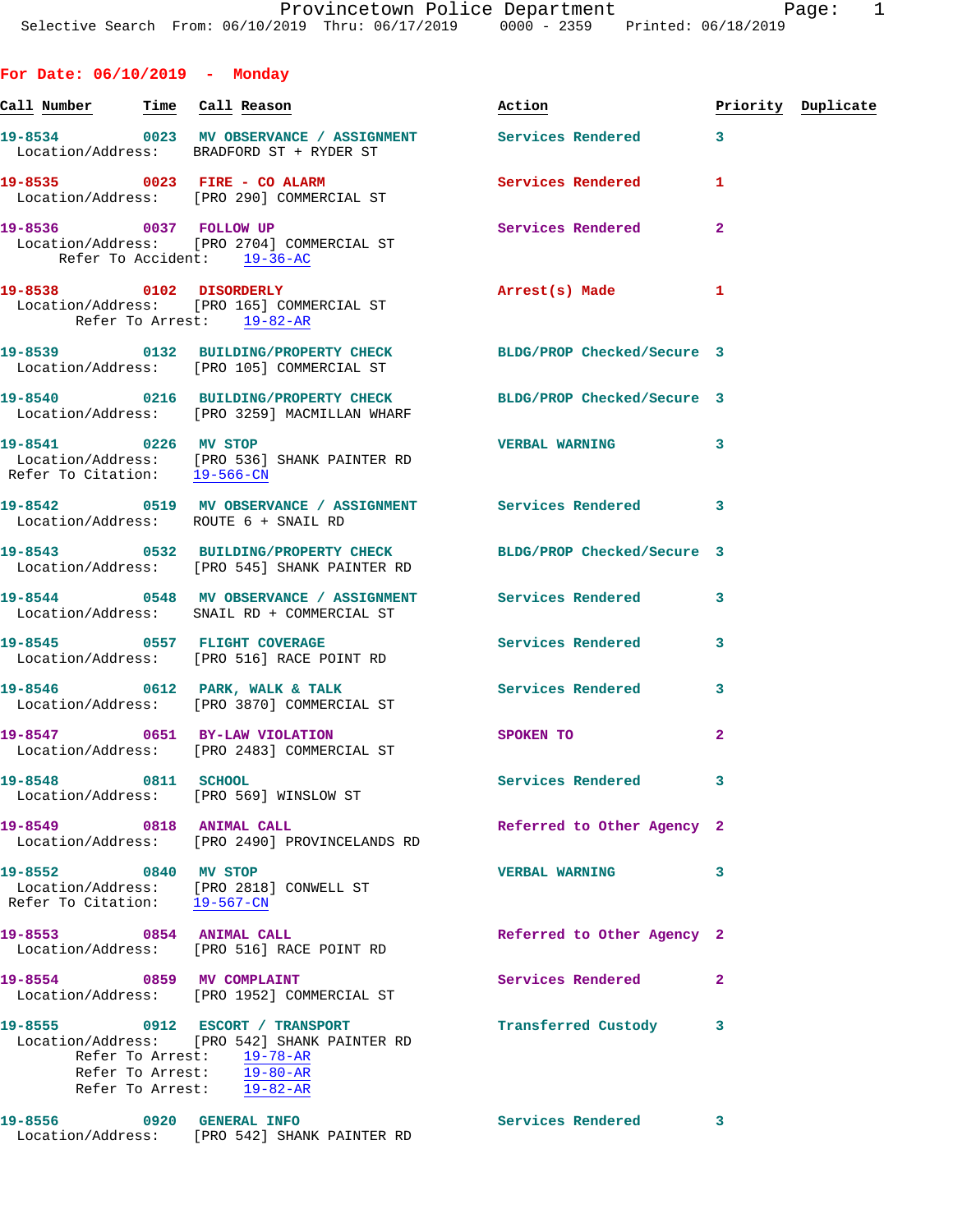Provincetown Police Department
Selective Search From: 06/10/2019 Thru: 06/17/2019 0000 - 2359 Printed: 06/18/2019

## For Date: 06/10/2019 - Monday

| Call Number | Time | Call Reason | Action | Priority | Duplicate |
|---|---|---|---|---|---|
| 19-8534 | 0023 | MV OBSERVANCE / ASSIGNMENT | Services Rendered | 3 | |
| Location/Address: BRADFORD ST + RYDER ST | | | | | |
| 19-8535 | 0023 | FIRE - CO ALARM | Services Rendered | 1 | |
| Location/Address: [PRO 290] COMMERCIAL ST | | | | | |
| 19-8536 | 0037 | FOLLOW UP | Services Rendered | 2 | |
| Location/Address: [PRO 2704] COMMERCIAL ST | | | | | |
| Refer To Accident: 19-36-AC | | | | | |
| 19-8538 | 0102 | DISORDERLY | Arrest(s) Made | 1 | |
| Location/Address: [PRO 165] COMMERCIAL ST | | | | | |
| Refer To Arrest: 19-82-AR | | | | | |
| 19-8539 | 0132 | BUILDING/PROPERTY CHECK | BLDG/PROP Checked/Secure | 3 | |
| Location/Address: [PRO 105] COMMERCIAL ST | | | | | |
| 19-8540 | 0216 | BUILDING/PROPERTY CHECK | BLDG/PROP Checked/Secure | 3 | |
| Location/Address: [PRO 3259] MACMILLAN WHARF | | | | | |
| 19-8541 | 0226 | MV STOP | VERBAL WARNING | 3 | |
| Location/Address: [PRO 536] SHANK PAINTER RD | | | | | |
| Refer To Citation: 19-566-CN | | | | | |
| 19-8542 | 0519 | MV OBSERVANCE / ASSIGNMENT | Services Rendered | 3 | |
| Location/Address: ROUTE 6 + SNAIL RD | | | | | |
| 19-8543 | 0532 | BUILDING/PROPERTY CHECK | BLDG/PROP Checked/Secure | 3 | |
| Location/Address: [PRO 545] SHANK PAINTER RD | | | | | |
| 19-8544 | 0548 | MV OBSERVANCE / ASSIGNMENT | Services Rendered | 3 | |
| Location/Address: SNAIL RD + COMMERCIAL ST | | | | | |
| 19-8545 | 0557 | FLIGHT COVERAGE | Services Rendered | 3 | |
| Location/Address: [PRO 516] RACE POINT RD | | | | | |
| 19-8546 | 0612 | PARK, WALK & TALK | Services Rendered | 3 | |
| Location/Address: [PRO 3870] COMMERCIAL ST | | | | | |
| 19-8547 | 0651 | BY-LAW VIOLATION | SPOKEN TO | 2 | |
| Location/Address: [PRO 2483] COMMERCIAL ST | | | | | |
| 19-8548 | 0811 | SCHOOL | Services Rendered | 3 | |
| Location/Address: [PRO 569] WINSLOW ST | | | | | |
| 19-8549 | 0818 | ANIMAL CALL | Referred to Other Agency | 2 | |
| Location/Address: [PRO 2490] PROVINCELANDS RD | | | | | |
| 19-8552 | 0840 | MV STOP | VERBAL WARNING | 3 | |
| Location/Address: [PRO 2818] CONWELL ST | | | | | |
| Refer To Citation: 19-567-CN | | | | | |
| 19-8553 | 0854 | ANIMAL CALL | Referred to Other Agency | 2 | |
| Location/Address: [PRO 516] RACE POINT RD | | | | | |
| 19-8554 | 0859 | MV COMPLAINT | Services Rendered | 2 | |
| Location/Address: [PRO 1952] COMMERCIAL ST | | | | | |
| 19-8555 | 0912 | ESCORT / TRANSPORT | Transferred Custody | 3 | |
| Location/Address: [PRO 542] SHANK PAINTER RD | | | | | |
| Refer To Arrest: 19-78-AR | | | | | |
| Refer To Arrest: 19-80-AR | | | | | |
| Refer To Arrest: 19-82-AR | | | | | |
| 19-8556 | 0920 | GENERAL INFO | Services Rendered | 3 | |
| Location/Address: [PRO 542] SHANK PAINTER RD | | | | | |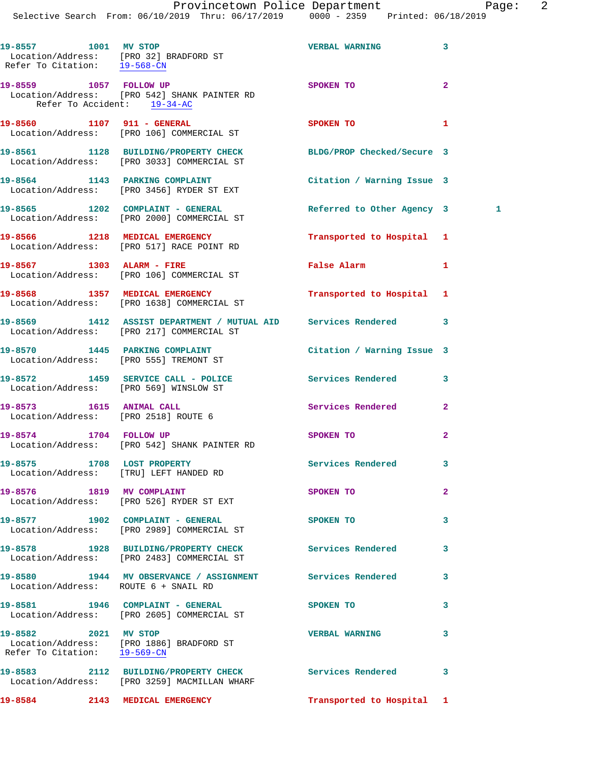19-8557 1001 MV STOP VERBAL WARNING 3
Location/Address: [PRO 32] BRADFORD ST
Refer To Citation: 19-568-CN

19-8559 1057 FOLLOW UP SPOKEN TO 2
Location/Address: [PRO 542] SHANK PAINTER RD
Refer To Accident: 19-34-AC

19-8560 1107 911 - GENERAL SPOKEN TO 1
Location/Address: [PRO 106] COMMERCIAL ST

19-8561 1128 BUILDING/PROPERTY CHECK BLDG/PROP Checked/Secure 3
Location/Address: [PRO 3033] COMMERCIAL ST

19-8564 1143 PARKING COMPLAINT Citation / Warning Issue 3
Location/Address: [PRO 3456] RYDER ST EXT

19-8565 1202 COMPLAINT - GENERAL Referred to Other Agency 3 1
Location/Address: [PRO 2000] COMMERCIAL ST

19-8566 1218 MEDICAL EMERGENCY Transported to Hospital 1
Location/Address: [PRO 517] RACE POINT RD

19-8567 1303 ALARM - FIRE False Alarm 1
Location/Address: [PRO 106] COMMERCIAL ST

19-8568 1357 MEDICAL EMERGENCY Transported to Hospital 1
Location/Address: [PRO 1638] COMMERCIAL ST

19-8569 1412 ASSIST DEPARTMENT / MUTUAL AID Services Rendered 3
Location/Address: [PRO 217] COMMERCIAL ST

19-8570 1445 PARKING COMPLAINT Citation / Warning Issue 3
Location/Address: [PRO 555] TREMONT ST

19-8572 1459 SERVICE CALL - POLICE Services Rendered 3
Location/Address: [PRO 569] WINSLOW ST

19-8573 1615 ANIMAL CALL Services Rendered 2
Location/Address: [PRO 2518] ROUTE 6

19-8574 1704 FOLLOW UP SPOKEN TO 2
Location/Address: [PRO 542] SHANK PAINTER RD

19-8575 1708 LOST PROPERTY Services Rendered 3
Location/Address: [TRU] LEFT HANDED RD

19-8576 1819 MV COMPLAINT SPOKEN TO 2
Location/Address: [PRO 526] RYDER ST EXT

19-8577 1902 COMPLAINT - GENERAL SPOKEN TO 3
Location/Address: [PRO 2989] COMMERCIAL ST

19-8578 1928 BUILDING/PROPERTY CHECK Services Rendered 3
Location/Address: [PRO 2483] COMMERCIAL ST

19-8580 1944 MV OBSERVANCE / ASSIGNMENT Services Rendered 3
Location/Address: ROUTE 6 + SNAIL RD

19-8581 1946 COMPLAINT - GENERAL SPOKEN TO 3
Location/Address: [PRO 2605] COMMERCIAL ST

19-8582 2021 MV STOP VERBAL WARNING 3
Location/Address: [PRO 1886] BRADFORD ST
Refer To Citation: 19-569-CN

19-8583 2112 BUILDING/PROPERTY CHECK Services Rendered 3
Location/Address: [PRO 3259] MACMILLAN WHARF

19-8584 2143 MEDICAL EMERGENCY Transported to Hospital 1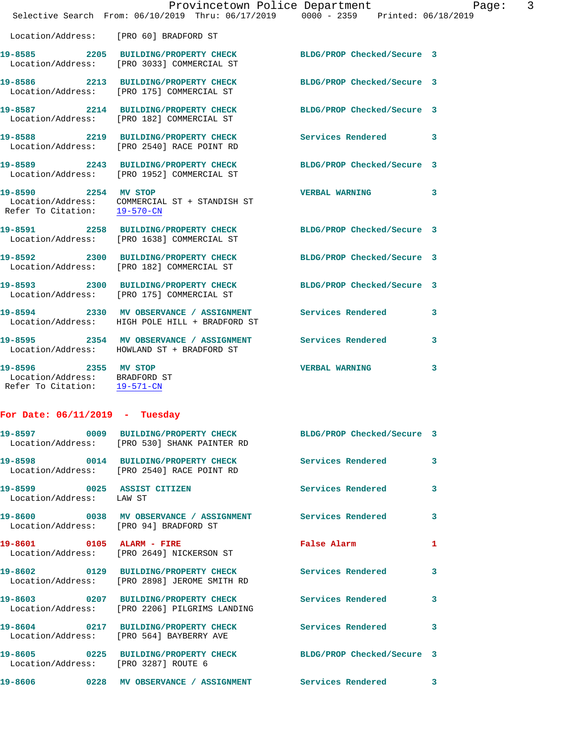Location/Address: [PRO 60] BRADFORD ST

**19-8585** 2205 **BUILDING/PROPERTY CHECK** **BLDG/PROP Checked/Secure 3**
Location/Address: [PRO 3033] COMMERCIAL ST

**19-8586** 2213 **BUILDING/PROPERTY CHECK** **BLDG/PROP Checked/Secure 3**
Location/Address: [PRO 175] COMMERCIAL ST

**19-8587** 2214 **BUILDING/PROPERTY CHECK** **BLDG/PROP Checked/Secure 3**
Location/Address: [PRO 182] COMMERCIAL ST

**19-8588** 2219 **BUILDING/PROPERTY CHECK** **Services Rendered 3**
Location/Address: [PRO 2540] RACE POINT RD

**19-8589** 2243 **BUILDING/PROPERTY CHECK** **BLDG/PROP Checked/Secure 3**
Location/Address: [PRO 1952] COMMERCIAL ST

**19-8590** 2254 **MV STOP** **VERBAL WARNING 3**
Location/Address: COMMERCIAL ST + STANDISH ST
Refer To Citation: 19-570-CN

**19-8591** 2258 **BUILDING/PROPERTY CHECK** **BLDG/PROP Checked/Secure 3**
Location/Address: [PRO 1638] COMMERCIAL ST

**19-8592** 2300 **BUILDING/PROPERTY CHECK** **BLDG/PROP Checked/Secure 3**
Location/Address: [PRO 182] COMMERCIAL ST

**19-8593** 2300 **BUILDING/PROPERTY CHECK** **BLDG/PROP Checked/Secure 3**
Location/Address: [PRO 175] COMMERCIAL ST

**19-8594** 2330 **MV OBSERVANCE / ASSIGNMENT** **Services Rendered 3**
Location/Address: HIGH POLE HILL + BRADFORD ST

**19-8595** 2354 **MV OBSERVANCE / ASSIGNMENT** **Services Rendered 3**
Location/Address: HOWLAND ST + BRADFORD ST

**19-8596** 2355 **MV STOP** **VERBAL WARNING 3**
Location/Address: BRADFORD ST
Refer To Citation: 19-571-CN

## For Date: 06/11/2019 - Tuesday

**19-8597** 0009 **BUILDING/PROPERTY CHECK** **BLDG/PROP Checked/Secure 3**
Location/Address: [PRO 530] SHANK PAINTER RD

**19-8598** 0014 **BUILDING/PROPERTY CHECK** **Services Rendered 3**
Location/Address: [PRO 2540] RACE POINT RD

**19-8599** 0025 **ASSIST CITIZEN** **Services Rendered 3**
Location/Address: LAW ST

**19-8600** 0038 **MV OBSERVANCE / ASSIGNMENT** **Services Rendered 3**
Location/Address: [PRO 94] BRADFORD ST

**19-8601** 0105 **ALARM - FIRE** **False Alarm 1**
Location/Address: [PRO 2649] NICKERSON ST

**19-8602** 0129 **BUILDING/PROPERTY CHECK** **Services Rendered 3**
Location/Address: [PRO 2898] JEROME SMITH RD

**19-8603** 0207 **BUILDING/PROPERTY CHECK** **Services Rendered 3**
Location/Address: [PRO 2206] PILGRIMS LANDING

**19-8604** 0217 **BUILDING/PROPERTY CHECK** **Services Rendered 3**
Location/Address: [PRO 564] BAYBERRY AVE

**19-8605** 0225 **BUILDING/PROPERTY CHECK** **BLDG/PROP Checked/Secure 3**
Location/Address: [PRO 3287] ROUTE 6

**19-8606** 0228 **MV OBSERVANCE / ASSIGNMENT** **Services Rendered 3**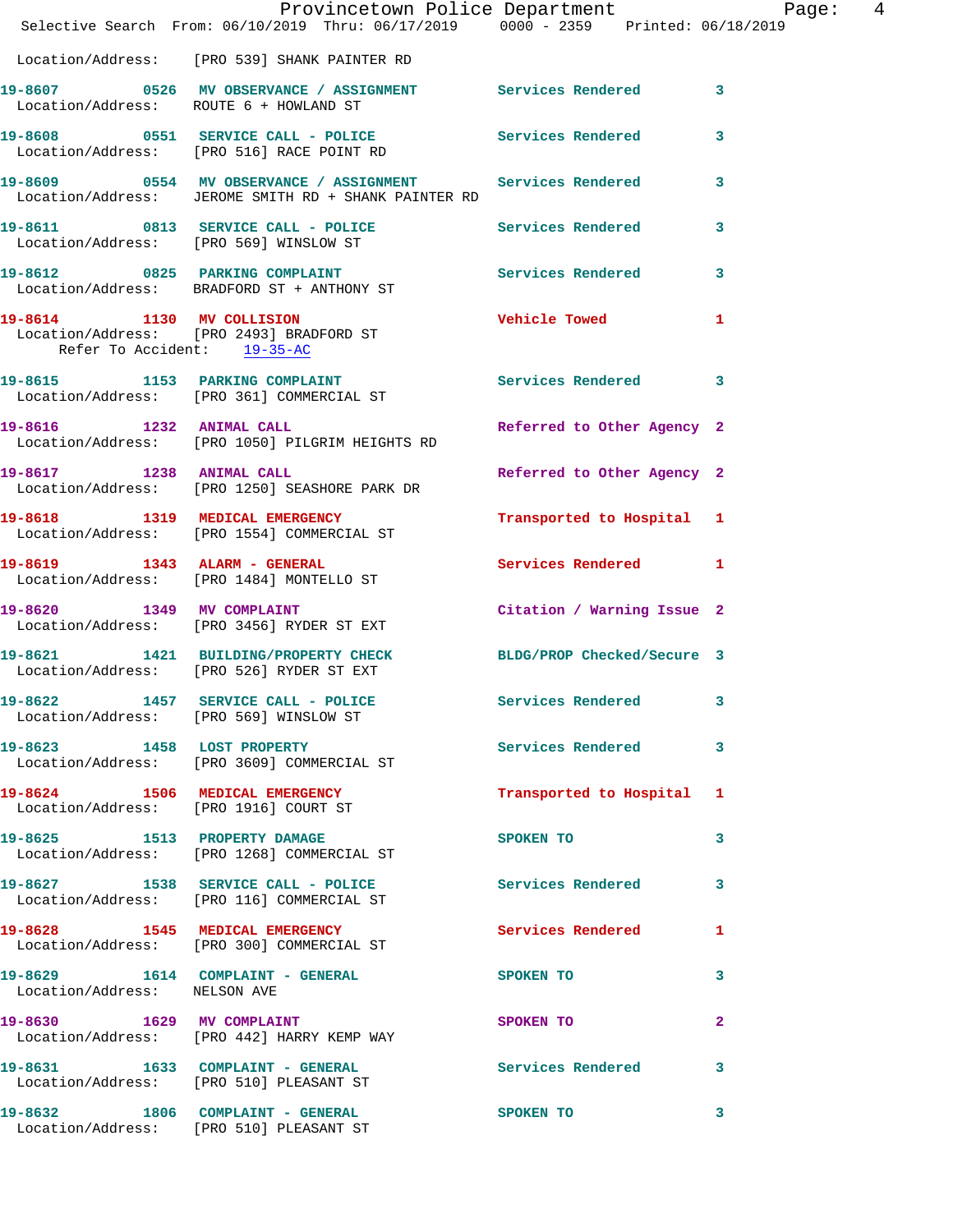Location/Address: [PRO 539] SHANK PAINTER RD

**19-8607** 0526 **MV OBSERVANCE / ASSIGNMENT** Services Rendered 3
Location/Address: ROUTE 6 + HOWLAND ST

**19-8608** 0551 **SERVICE CALL - POLICE** Services Rendered 3
Location/Address: [PRO 516] RACE POINT RD

**19-8609** 0554 **MV OBSERVANCE / ASSIGNMENT** Services Rendered 3
Location/Address: JEROME SMITH RD + SHANK PAINTER RD

**19-8611** 0813 **SERVICE CALL - POLICE** Services Rendered 3
Location/Address: [PRO 569] WINSLOW ST

**19-8612** 0825 **PARKING COMPLAINT** Services Rendered 3
Location/Address: BRADFORD ST + ANTHONY ST

**19-8614** 1130 **MV COLLISION** Vehicle Towed 1
Location/Address: [PRO 2493] BRADFORD ST
Refer To Accident: 19-35-AC

**19-8615** 1153 **PARKING COMPLAINT** Services Rendered 3
Location/Address: [PRO 361] COMMERCIAL ST

**19-8616** 1232 **ANIMAL CALL** Referred to Other Agency 2
Location/Address: [PRO 1050] PILGRIM HEIGHTS RD

**19-8617** 1238 **ANIMAL CALL** Referred to Other Agency 2
Location/Address: [PRO 1250] SEASHORE PARK DR

**19-8618** 1319 **MEDICAL EMERGENCY** Transported to Hospital 1
Location/Address: [PRO 1554] COMMERCIAL ST

**19-8619** 1343 **ALARM - GENERAL** Services Rendered 1
Location/Address: [PRO 1484] MONTELLO ST

**19-8620** 1349 **MV COMPLAINT** Citation / Warning Issue 2
Location/Address: [PRO 3456] RYDER ST EXT

**19-8621** 1421 **BUILDING/PROPERTY CHECK** BLDG/PROP Checked/Secure 3
Location/Address: [PRO 526] RYDER ST EXT

**19-8622** 1457 **SERVICE CALL - POLICE** Services Rendered 3
Location/Address: [PRO 569] WINSLOW ST

**19-8623** 1458 **LOST PROPERTY** Services Rendered 3
Location/Address: [PRO 3609] COMMERCIAL ST

**19-8624** 1506 **MEDICAL EMERGENCY** Transported to Hospital 1
Location/Address: [PRO 1916] COURT ST

**19-8625** 1513 **PROPERTY DAMAGE** SPOKEN TO 3
Location/Address: [PRO 1268] COMMERCIAL ST

**19-8627** 1538 **SERVICE CALL - POLICE** Services Rendered 3
Location/Address: [PRO 116] COMMERCIAL ST

**19-8628** 1545 **MEDICAL EMERGENCY** Services Rendered 1
Location/Address: [PRO 300] COMMERCIAL ST

**19-8629** 1614 **COMPLAINT - GENERAL** SPOKEN TO 3
Location/Address: NELSON AVE

**19-8630** 1629 **MV COMPLAINT** SPOKEN TO 2
Location/Address: [PRO 442] HARRY KEMP WAY

**19-8631** 1633 **COMPLAINT - GENERAL** Services Rendered 3
Location/Address: [PRO 510] PLEASANT ST

**19-8632** 1806 **COMPLAINT - GENERAL** SPOKEN TO 3
Location/Address: [PRO 510] PLEASANT ST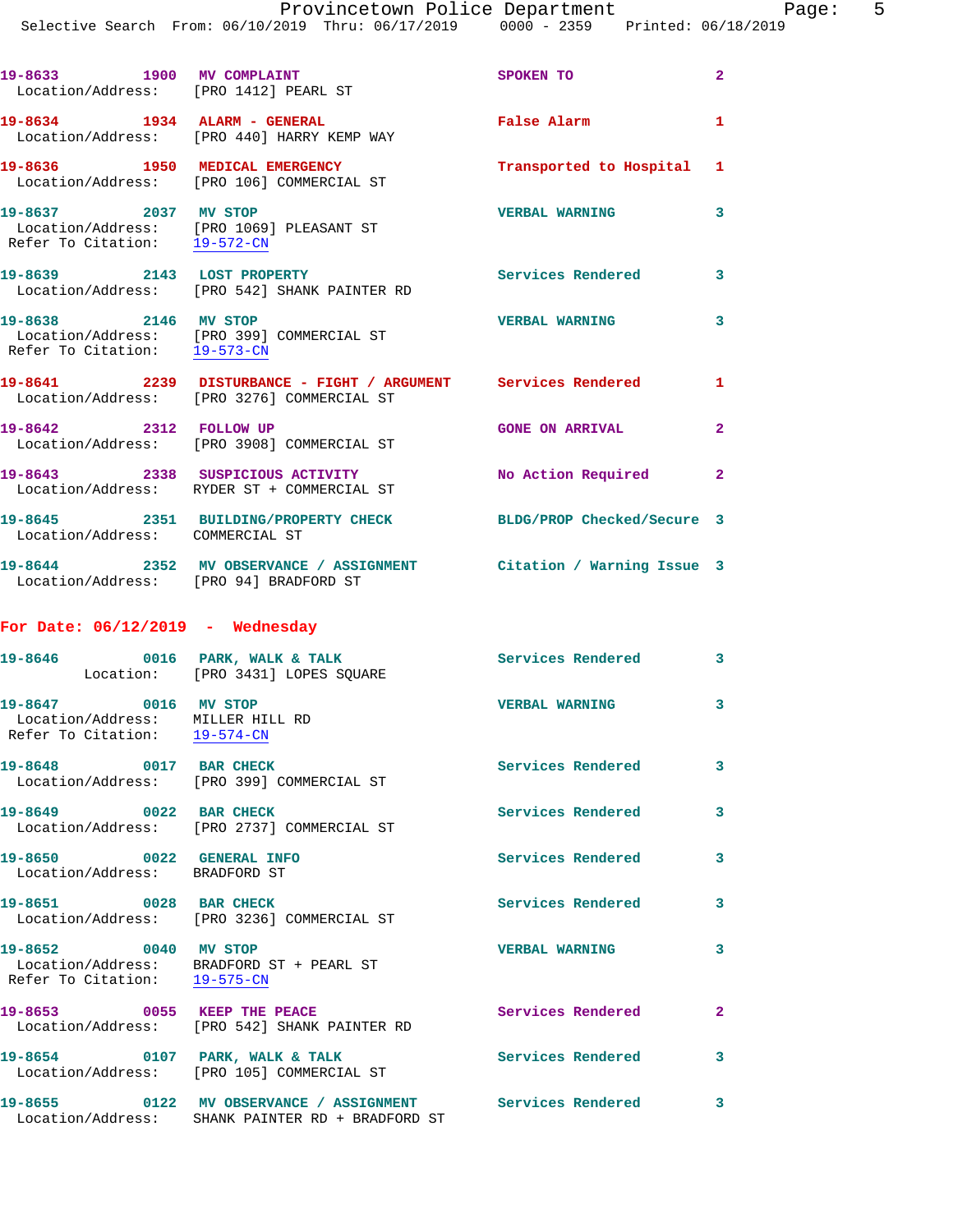19-8633 1900 MV COMPLAINT SPOKEN TO 2
Location/Address: [PRO 1412] PEARL ST

19-8634 1934 ALARM - GENERAL False Alarm 1
Location/Address: [PRO 440] HARRY KEMP WAY

19-8636 1950 MEDICAL EMERGENCY Transported to Hospital 1
Location/Address: [PRO 106] COMMERCIAL ST

19-8637 2037 MV STOP VERBAL WARNING 3
Location/Address: [PRO 1069] PLEASANT ST
Refer To Citation: 19-572-CN

19-8639 2143 LOST PROPERTY Services Rendered 3
Location/Address: [PRO 542] SHANK PAINTER RD

19-8638 2146 MV STOP VERBAL WARNING 3
Location/Address: [PRO 399] COMMERCIAL ST
Refer To Citation: 19-573-CN

19-8641 2239 DISTURBANCE - FIGHT / ARGUMENT Services Rendered 1
Location/Address: [PRO 3276] COMMERCIAL ST

19-8642 2312 FOLLOW UP GONE ON ARRIVAL 2
Location/Address: [PRO 3908] COMMERCIAL ST

19-8643 2338 SUSPICIOUS ACTIVITY No Action Required 2
Location/Address: RYDER ST + COMMERCIAL ST

19-8645 2351 BUILDING/PROPERTY CHECK BLDG/PROP Checked/Secure 3
Location/Address: COMMERCIAL ST

19-8644 2352 MV OBSERVANCE / ASSIGNMENT Citation / Warning Issue 3
Location/Address: [PRO 94] BRADFORD ST

## For Date: 06/12/2019 - Wednesday

19-8646 0016 PARK, WALK & TALK Services Rendered 3
Location: [PRO 3431] LOPES SQUARE

19-8647 0016 MV STOP VERBAL WARNING 3
Location/Address: MILLER HILL RD
Refer To Citation: 19-574-CN

19-8648 0017 BAR CHECK Services Rendered 3
Location/Address: [PRO 399] COMMERCIAL ST

19-8649 0022 BAR CHECK Services Rendered 3
Location/Address: [PRO 2737] COMMERCIAL ST

19-8650 0022 GENERAL INFO Services Rendered 3
Location/Address: BRADFORD ST

19-8651 0028 BAR CHECK Services Rendered 3
Location/Address: [PRO 3236] COMMERCIAL ST

19-8652 0040 MV STOP VERBAL WARNING 3
Location/Address: BRADFORD ST + PEARL ST
Refer To Citation: 19-575-CN

19-8653 0055 KEEP THE PEACE Services Rendered 2
Location/Address: [PRO 542] SHANK PAINTER RD

19-8654 0107 PARK, WALK & TALK Services Rendered 3
Location/Address: [PRO 105] COMMERCIAL ST

19-8655 0122 MV OBSERVANCE / ASSIGNMENT Services Rendered 3
Location/Address: SHANK PAINTER RD + BRADFORD ST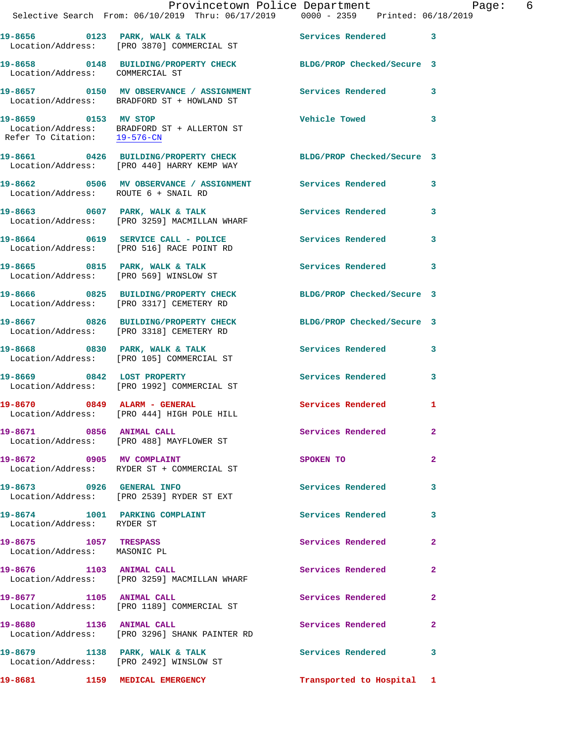19-8656 0123 PARK, WALK & TALK Services Rendered 3
Location/Address: [PRO 3870] COMMERCIAL ST

19-8658 0148 BUILDING/PROPERTY CHECK BLDG/PROP Checked/Secure 3
Location/Address: COMMERCIAL ST

19-8657 0150 MV OBSERVANCE / ASSIGNMENT Services Rendered 3
Location/Address: BRADFORD ST + HOWLAND ST

19-8659 0153 MV STOP Vehicle Towed 3
Location/Address: BRADFORD ST + ALLERTON ST
Refer To Citation: 19-576-CN

19-8661 0426 BUILDING/PROPERTY CHECK BLDG/PROP Checked/Secure 3
Location/Address: [PRO 440] HARRY KEMP WAY

19-8662 0506 MV OBSERVANCE / ASSIGNMENT Services Rendered 3
Location/Address: ROUTE 6 + SNAIL RD

19-8663 0607 PARK, WALK & TALK Services Rendered 3
Location/Address: [PRO 3259] MACMILLAN WHARF

19-8664 0619 SERVICE CALL - POLICE Services Rendered 3
Location/Address: [PRO 516] RACE POINT RD

19-8665 0815 PARK, WALK & TALK Services Rendered 3
Location/Address: [PRO 569] WINSLOW ST

19-8666 0825 BUILDING/PROPERTY CHECK BLDG/PROP Checked/Secure 3
Location/Address: [PRO 3317] CEMETERY RD

19-8667 0826 BUILDING/PROPERTY CHECK BLDG/PROP Checked/Secure 3
Location/Address: [PRO 3318] CEMETERY RD

19-8668 0830 PARK, WALK & TALK Services Rendered 3
Location/Address: [PRO 105] COMMERCIAL ST

19-8669 0842 LOST PROPERTY Services Rendered 3
Location/Address: [PRO 1992] COMMERCIAL ST

19-8670 0849 ALARM - GENERAL Services Rendered 1
Location/Address: [PRO 444] HIGH POLE HILL

19-8671 0856 ANIMAL CALL Services Rendered 2
Location/Address: [PRO 488] MAYFLOWER ST

19-8672 0905 MV COMPLAINT SPOKEN TO 2
Location/Address: RYDER ST + COMMERCIAL ST

19-8673 0926 GENERAL INFO Services Rendered 3
Location/Address: [PRO 2539] RYDER ST EXT

19-8674 1001 PARKING COMPLAINT Services Rendered 3
Location/Address: RYDER ST

19-8675 1057 TRESPASS Services Rendered 2
Location/Address: MASONIC PL

19-8676 1103 ANIMAL CALL Services Rendered 2
Location/Address: [PRO 3259] MACMILLAN WHARF

19-8677 1105 ANIMAL CALL Services Rendered 2
Location/Address: [PRO 1189] COMMERCIAL ST

19-8680 1136 ANIMAL CALL Services Rendered 2
Location/Address: [PRO 3296] SHANK PAINTER RD

19-8679 1138 PARK, WALK & TALK Services Rendered 3
Location/Address: [PRO 2492] WINSLOW ST

19-8681 1159 MEDICAL EMERGENCY Transported to Hospital 1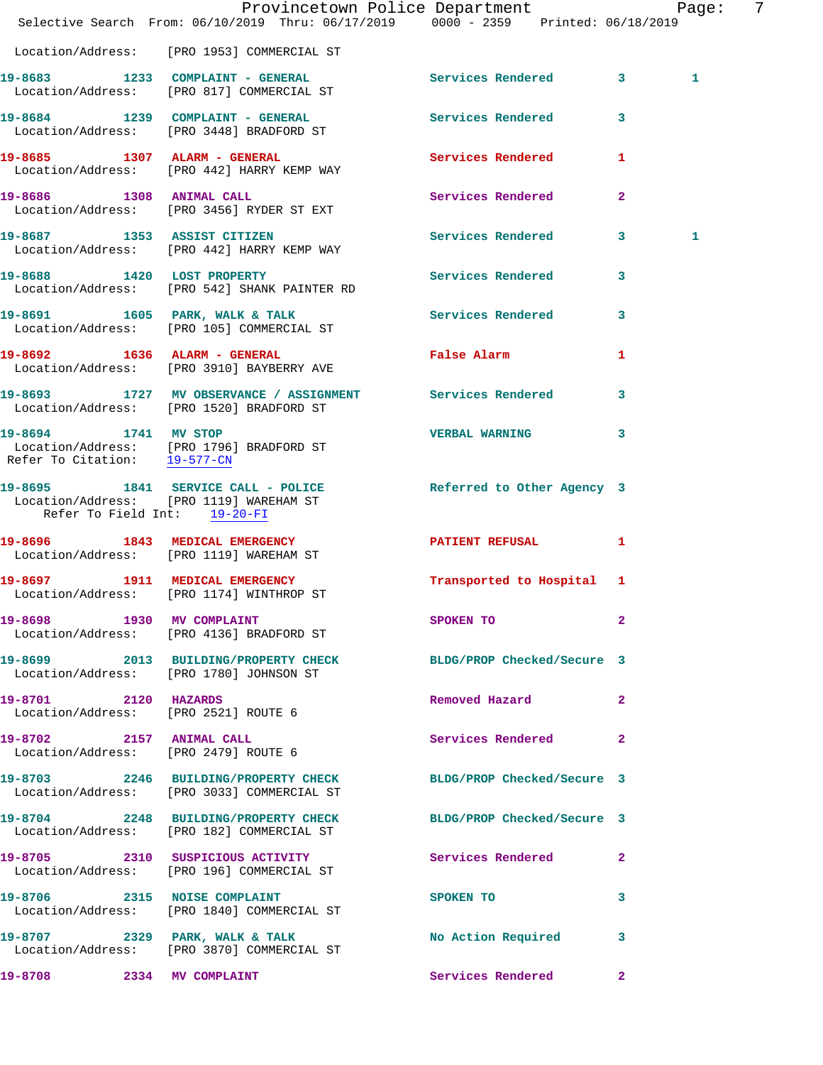Location/Address: [PRO 1953] COMMERCIAL ST

19-8683 1233 COMPLAINT - GENERAL Services Rendered 3 1
Location/Address: [PRO 817] COMMERCIAL ST

19-8684 1239 COMPLAINT - GENERAL Services Rendered 3
Location/Address: [PRO 3448] BRADFORD ST

19-8685 1307 ALARM - GENERAL Services Rendered 1
Location/Address: [PRO 442] HARRY KEMP WAY

19-8686 1308 ANIMAL CALL Services Rendered 2
Location/Address: [PRO 3456] RYDER ST EXT

19-8687 1353 ASSIST CITIZEN Services Rendered 3 1
Location/Address: [PRO 442] HARRY KEMP WAY

19-8688 1420 LOST PROPERTY Services Rendered 3
Location/Address: [PRO 542] SHANK PAINTER RD

19-8691 1605 PARK, WALK & TALK Services Rendered 3
Location/Address: [PRO 105] COMMERCIAL ST

19-8692 1636 ALARM - GENERAL False Alarm 1
Location/Address: [PRO 3910] BAYBERRY AVE

19-8693 1727 MV OBSERVANCE / ASSIGNMENT Services Rendered 3
Location/Address: [PRO 1520] BRADFORD ST

19-8694 1741 MV STOP VERBAL WARNING 3
Location/Address: [PRO 1796] BRADFORD ST
Refer To Citation: 19-577-CN

19-8695 1841 SERVICE CALL - POLICE Referred to Other Agency 3
Location/Address: [PRO 1119] WAREHAM ST
Refer To Field Int: 19-20-FI

19-8696 1843 MEDICAL EMERGENCY PATIENT REFUSAL 1
Location/Address: [PRO 1119] WAREHAM ST

19-8697 1911 MEDICAL EMERGENCY Transported to Hospital 1
Location/Address: [PRO 1174] WINTHROP ST

19-8698 1930 MV COMPLAINT SPOKEN TO 2
Location/Address: [PRO 4136] BRADFORD ST

19-8699 2013 BUILDING/PROPERTY CHECK BLDG/PROP Checked/Secure 3
Location/Address: [PRO 1780] JOHNSON ST

19-8701 2120 HAZARDS Removed Hazard 2
Location/Address: [PRO 2521] ROUTE 6

19-8702 2157 ANIMAL CALL Services Rendered 2
Location/Address: [PRO 2479] ROUTE 6

19-8703 2246 BUILDING/PROPERTY CHECK BLDG/PROP Checked/Secure 3
Location/Address: [PRO 3033] COMMERCIAL ST

19-8704 2248 BUILDING/PROPERTY CHECK BLDG/PROP Checked/Secure 3
Location/Address: [PRO 182] COMMERCIAL ST

19-8705 2310 SUSPICIOUS ACTIVITY Services Rendered 2
Location/Address: [PRO 196] COMMERCIAL ST

19-8706 2315 NOISE COMPLAINT SPOKEN TO 3
Location/Address: [PRO 1840] COMMERCIAL ST

19-8707 2329 PARK, WALK & TALK No Action Required 3
Location/Address: [PRO 3870] COMMERCIAL ST

19-8708 2334 MV COMPLAINT Services Rendered 2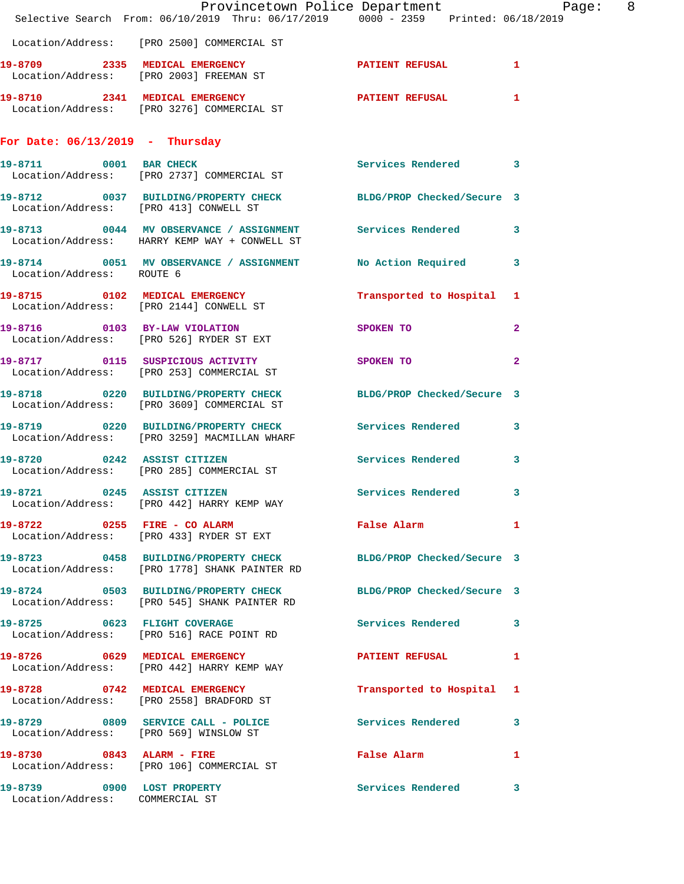Location/Address: [PRO 2500] COMMERCIAL ST

| Call # | Time | Call Type | Action | Priority |
|---|---|---|---|---|
| 19-8709 | 2335 | MEDICAL EMERGENCY | PATIENT REFUSAL | 1 |
| | | Location/Address: [PRO 2003] FREEMAN ST | | |
| 19-8710 | 2341 | MEDICAL EMERGENCY | PATIENT REFUSAL | 1 |
| | | Location/Address: [PRO 3276] COMMERCIAL ST | | |

## For Date: 06/13/2019 - Thursday

| Call # | Time | Call Type | Action | Priority |
|---|---|---|---|---|
| 19-8711 | 0001 | BAR CHECK | Services Rendered | 3 |
| | | Location/Address: [PRO 2737] COMMERCIAL ST | | |
| 19-8712 | 0037 | BUILDING/PROPERTY CHECK | BLDG/PROP Checked/Secure | 3 |
| | | Location/Address: [PRO 413] CONWELL ST | | |
| 19-8713 | 0044 | MV OBSERVANCE / ASSIGNMENT | Services Rendered | 3 |
| | | Location/Address: HARRY KEMP WAY + CONWELL ST | | |
| 19-8714 | 0051 | MV OBSERVANCE / ASSIGNMENT | No Action Required | 3 |
| | | Location/Address: ROUTE 6 | | |
| 19-8715 | 0102 | MEDICAL EMERGENCY | Transported to Hospital | 1 |
| | | Location/Address: [PRO 2144] CONWELL ST | | |
| 19-8716 | 0103 | BY-LAW VIOLATION | SPOKEN TO | 2 |
| | | Location/Address: [PRO 526] RYDER ST EXT | | |
| 19-8717 | 0115 | SUSPICIOUS ACTIVITY | SPOKEN TO | 2 |
| | | Location/Address: [PRO 253] COMMERCIAL ST | | |
| 19-8718 | 0220 | BUILDING/PROPERTY CHECK | BLDG/PROP Checked/Secure | 3 |
| | | Location/Address: [PRO 3609] COMMERCIAL ST | | |
| 19-8719 | 0220 | BUILDING/PROPERTY CHECK | Services Rendered | 3 |
| | | Location/Address: [PRO 3259] MACMILLAN WHARF | | |
| 19-8720 | 0242 | ASSIST CITIZEN | Services Rendered | 3 |
| | | Location/Address: [PRO 285] COMMERCIAL ST | | |
| 19-8721 | 0245 | ASSIST CITIZEN | Services Rendered | 3 |
| | | Location/Address: [PRO 442] HARRY KEMP WAY | | |
| 19-8722 | 0255 | FIRE - CO ALARM | False Alarm | 1 |
| | | Location/Address: [PRO 433] RYDER ST EXT | | |
| 19-8723 | 0458 | BUILDING/PROPERTY CHECK | BLDG/PROP Checked/Secure | 3 |
| | | Location/Address: [PRO 1778] SHANK PAINTER RD | | |
| 19-8724 | 0503 | BUILDING/PROPERTY CHECK | BLDG/PROP Checked/Secure | 3 |
| | | Location/Address: [PRO 545] SHANK PAINTER RD | | |
| 19-8725 | 0623 | FLIGHT COVERAGE | Services Rendered | 3 |
| | | Location/Address: [PRO 516] RACE POINT RD | | |
| 19-8726 | 0629 | MEDICAL EMERGENCY | PATIENT REFUSAL | 1 |
| | | Location/Address: [PRO 442] HARRY KEMP WAY | | |
| 19-8728 | 0742 | MEDICAL EMERGENCY | Transported to Hospital | 1 |
| | | Location/Address: [PRO 2558] BRADFORD ST | | |
| 19-8729 | 0809 | SERVICE CALL - POLICE | Services Rendered | 3 |
| | | Location/Address: [PRO 569] WINSLOW ST | | |
| 19-8730 | 0843 | ALARM - FIRE | False Alarm | 1 |
| | | Location/Address: [PRO 106] COMMERCIAL ST | | |
| 19-8739 | 0900 | LOST PROPERTY | Services Rendered | 3 |
| | | Location/Address: COMMERCIAL ST | | |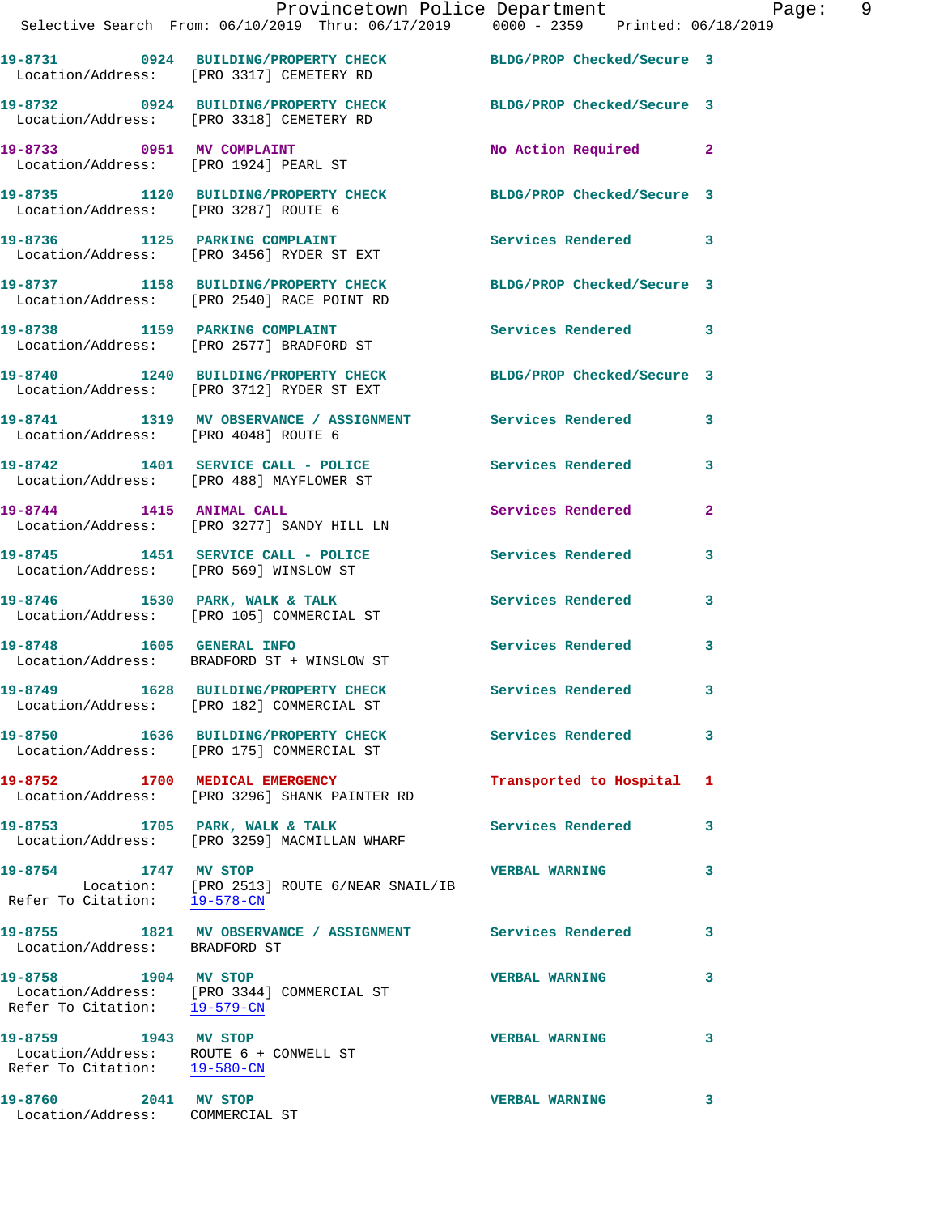19-8731 0924 BUILDING/PROPERTY CHECK BLDG/PROP Checked/Secure 3
Location/Address: [PRO 3317] CEMETERY RD

19-8732 0924 BUILDING/PROPERTY CHECK BLDG/PROP Checked/Secure 3
Location/Address: [PRO 3318] CEMETERY RD

19-8733 0951 MV COMPLAINT No Action Required 2
Location/Address: [PRO 1924] PEARL ST

19-8735 1120 BUILDING/PROPERTY CHECK BLDG/PROP Checked/Secure 3
Location/Address: [PRO 3287] ROUTE 6

19-8736 1125 PARKING COMPLAINT Services Rendered 3
Location/Address: [PRO 3456] RYDER ST EXT

19-8737 1158 BUILDING/PROPERTY CHECK BLDG/PROP Checked/Secure 3
Location/Address: [PRO 2540] RACE POINT RD

19-8738 1159 PARKING COMPLAINT Services Rendered 3
Location/Address: [PRO 2577] BRADFORD ST

19-8740 1240 BUILDING/PROPERTY CHECK BLDG/PROP Checked/Secure 3
Location/Address: [PRO 3712] RYDER ST EXT

19-8741 1319 MV OBSERVANCE / ASSIGNMENT Services Rendered 3
Location/Address: [PRO 4048] ROUTE 6

19-8742 1401 SERVICE CALL - POLICE Services Rendered 3
Location/Address: [PRO 488] MAYFLOWER ST

19-8744 1415 ANIMAL CALL Services Rendered 2
Location/Address: [PRO 3277] SANDY HILL LN

19-8745 1451 SERVICE CALL - POLICE Services Rendered 3
Location/Address: [PRO 569] WINSLOW ST

19-8746 1530 PARK, WALK & TALK Services Rendered 3
Location/Address: [PRO 105] COMMERCIAL ST

19-8748 1605 GENERAL INFO Services Rendered 3
Location/Address: BRADFORD ST + WINSLOW ST

19-8749 1628 BUILDING/PROPERTY CHECK Services Rendered 3
Location/Address: [PRO 182] COMMERCIAL ST

19-8750 1636 BUILDING/PROPERTY CHECK Services Rendered 3
Location/Address: [PRO 175] COMMERCIAL ST

19-8752 1700 MEDICAL EMERGENCY Transported to Hospital 1
Location/Address: [PRO 3296] SHANK PAINTER RD

19-8753 1705 PARK, WALK & TALK Services Rendered 3
Location/Address: [PRO 3259] MACMILLAN WHARF

19-8754 1747 MV STOP VERBAL WARNING 3
Location: [PRO 2513] ROUTE 6/NEAR SNAIL/IB
Refer To Citation: 19-578-CN

19-8755 1821 MV OBSERVANCE / ASSIGNMENT Services Rendered 3
Location/Address: BRADFORD ST

19-8758 1904 MV STOP VERBAL WARNING 3
Location/Address: [PRO 3344] COMMERCIAL ST
Refer To Citation: 19-579-CN

19-8759 1943 MV STOP VERBAL WARNING 3
Location/Address: ROUTE 6 + CONWELL ST
Refer To Citation: 19-580-CN

19-8760 2041 MV STOP VERBAL WARNING 3
Location/Address: COMMERCIAL ST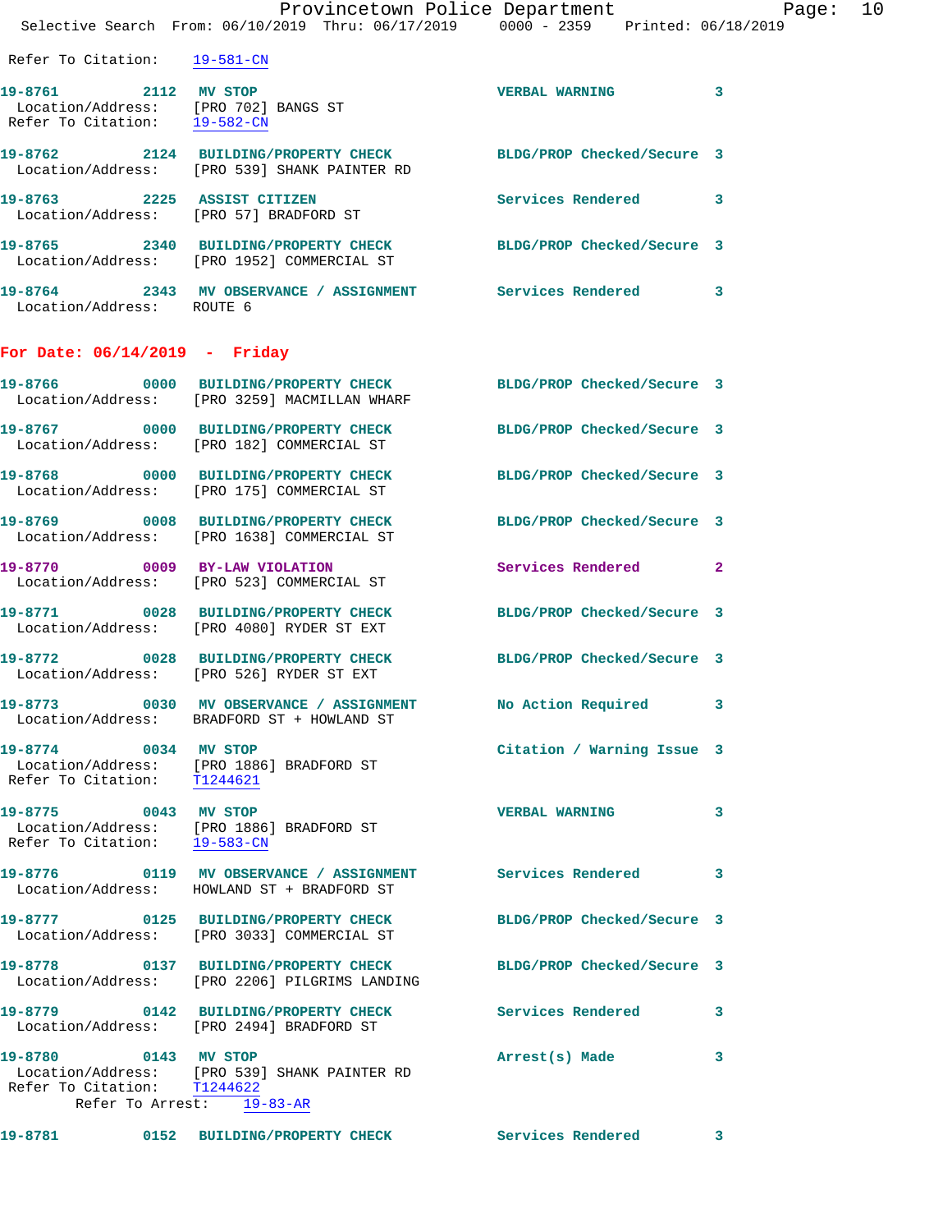Refer To Citation: 19-581-CN

**19-8761** 2112 **MV STOP** VERBAL WARNING 3
Location/Address: [PRO 702] BANGS ST
Refer To Citation: 19-582-CN

**19-8762** 2124 **BUILDING/PROPERTY CHECK** BLDG/PROP Checked/Secure 3
Location/Address: [PRO 539] SHANK PAINTER RD

**19-8763** 2225 **ASSIST CITIZEN** Services Rendered 3
Location/Address: [PRO 57] BRADFORD ST

**19-8765** 2340 **BUILDING/PROPERTY CHECK** BLDG/PROP Checked/Secure 3
Location/Address: [PRO 1952] COMMERCIAL ST

**19-8764** 2343 **MV OBSERVANCE / ASSIGNMENT** Services Rendered 3
Location/Address: ROUTE 6

## For Date: 06/14/2019 - Friday

**19-8766** 0000 **BUILDING/PROPERTY CHECK** BLDG/PROP Checked/Secure 3
Location/Address: [PRO 3259] MACMILLAN WHARF

**19-8767** 0000 **BUILDING/PROPERTY CHECK** BLDG/PROP Checked/Secure 3
Location/Address: [PRO 182] COMMERCIAL ST

**19-8768** 0000 **BUILDING/PROPERTY CHECK** BLDG/PROP Checked/Secure 3
Location/Address: [PRO 175] COMMERCIAL ST

**19-8769** 0008 **BUILDING/PROPERTY CHECK** BLDG/PROP Checked/Secure 3
Location/Address: [PRO 1638] COMMERCIAL ST

**19-8770** 0009 **BY-LAW VIOLATION** Services Rendered 2
Location/Address: [PRO 523] COMMERCIAL ST

**19-8771** 0028 **BUILDING/PROPERTY CHECK** BLDG/PROP Checked/Secure 3
Location/Address: [PRO 4080] RYDER ST EXT

**19-8772** 0028 **BUILDING/PROPERTY CHECK** BLDG/PROP Checked/Secure 3
Location/Address: [PRO 526] RYDER ST EXT

**19-8773** 0030 **MV OBSERVANCE / ASSIGNMENT** No Action Required 3
Location/Address: BRADFORD ST + HOWLAND ST

**19-8774** 0034 **MV STOP** Citation / Warning Issue 3
Location/Address: [PRO 1886] BRADFORD ST
Refer To Citation: T1244621

**19-8775** 0043 **MV STOP** VERBAL WARNING 3
Location/Address: [PRO 1886] BRADFORD ST
Refer To Citation: 19-583-CN

**19-8776** 0119 **MV OBSERVANCE / ASSIGNMENT** Services Rendered 3
Location/Address: HOWLAND ST + BRADFORD ST

**19-8777** 0125 **BUILDING/PROPERTY CHECK** BLDG/PROP Checked/Secure 3
Location/Address: [PRO 3033] COMMERCIAL ST

**19-8778** 0137 **BUILDING/PROPERTY CHECK** BLDG/PROP Checked/Secure 3
Location/Address: [PRO 2206] PILGRIMS LANDING

**19-8779** 0142 **BUILDING/PROPERTY CHECK** Services Rendered 3
Location/Address: [PRO 2494] BRADFORD ST

**19-8780** 0143 **MV STOP** Arrest(s) Made 3
Location/Address: [PRO 539] SHANK PAINTER RD
Refer To Citation: T1244622
Refer To Arrest: 19-83-AR

**19-8781** 0152 **BUILDING/PROPERTY CHECK** Services Rendered 3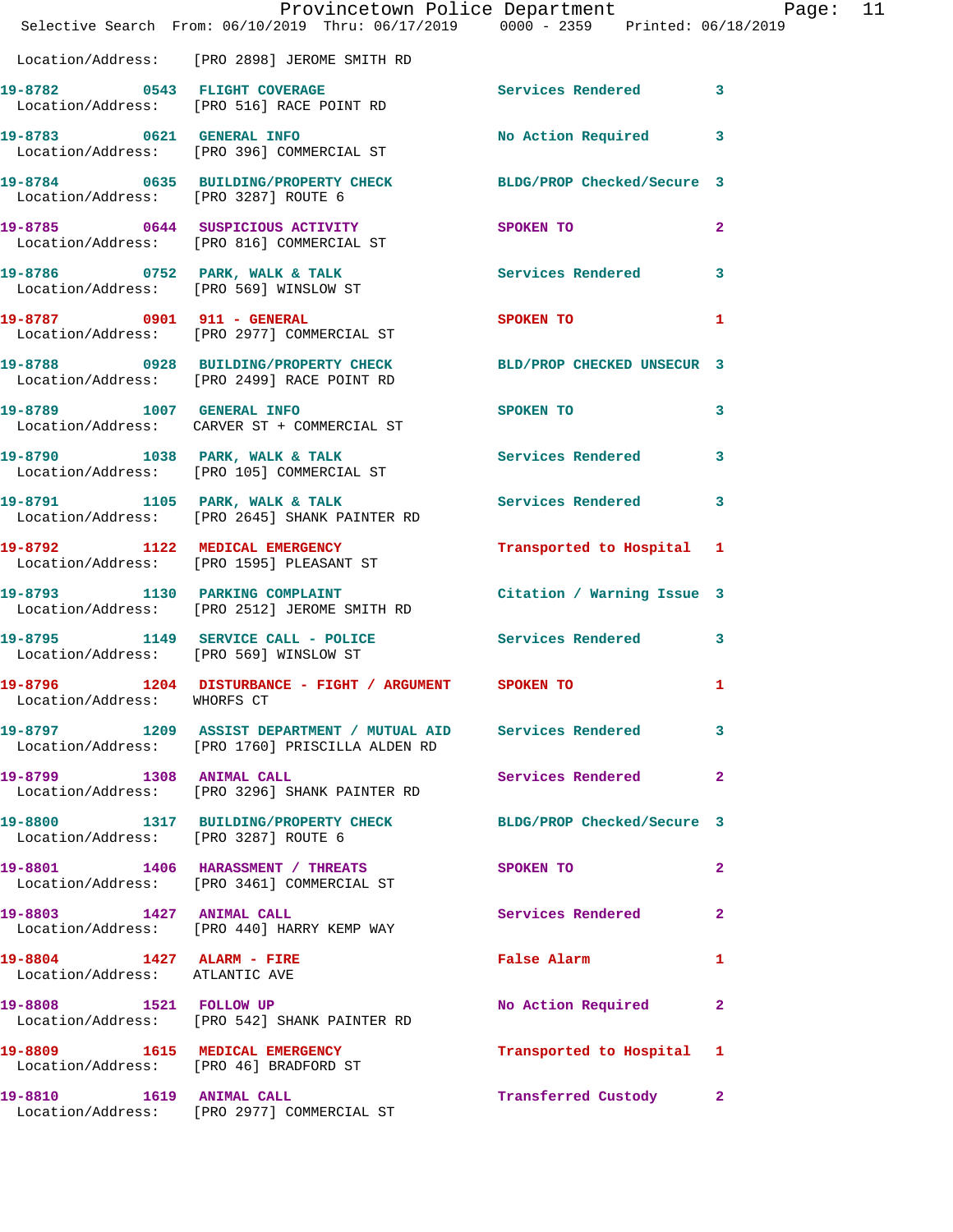Location/Address: [PRO 2898] JEROME SMITH RD

| Call # | Time | Call Reason | Action | Priority |
|---|---|---|---|---|
| 19-8782 | 0543 | FLIGHT COVERAGE | Services Rendered | 3 |
| Location/Address: [PRO 516] RACE POINT RD | | | | |
| 19-8783 | 0621 | GENERAL INFO | No Action Required | 3 |
| Location/Address: [PRO 396] COMMERCIAL ST | | | | |
| 19-8784 | 0635 | BUILDING/PROPERTY CHECK | BLDG/PROP Checked/Secure | 3 |
| Location/Address: [PRO 3287] ROUTE 6 | | | | |
| 19-8785 | 0644 | SUSPICIOUS ACTIVITY | SPOKEN TO | 2 |
| Location/Address: [PRO 816] COMMERCIAL ST | | | | |
| 19-8786 | 0752 | PARK, WALK & TALK | Services Rendered | 3 |
| Location/Address: [PRO 569] WINSLOW ST | | | | |
| 19-8787 | 0901 | 911 - GENERAL | SPOKEN TO | 1 |
| Location/Address: [PRO 2977] COMMERCIAL ST | | | | |
| 19-8788 | 0928 | BUILDING/PROPERTY CHECK | BLD/PROP CHECKED UNSECUR | 3 |
| Location/Address: [PRO 2499] RACE POINT RD | | | | |
| 19-8789 | 1007 | GENERAL INFO | SPOKEN TO | 3 |
| Location/Address: CARVER ST + COMMERCIAL ST | | | | |
| 19-8790 | 1038 | PARK, WALK & TALK | Services Rendered | 3 |
| Location/Address: [PRO 105] COMMERCIAL ST | | | | |
| 19-8791 | 1105 | PARK, WALK & TALK | Services Rendered | 3 |
| Location/Address: [PRO 2645] SHANK PAINTER RD | | | | |
| 19-8792 | 1122 | MEDICAL EMERGENCY | Transported to Hospital | 1 |
| Location/Address: [PRO 1595] PLEASANT ST | | | | |
| 19-8793 | 1130 | PARKING COMPLAINT | Citation / Warning Issue | 3 |
| Location/Address: [PRO 2512] JEROME SMITH RD | | | | |
| 19-8795 | 1149 | SERVICE CALL - POLICE | Services Rendered | 3 |
| Location/Address: [PRO 569] WINSLOW ST | | | | |
| 19-8796 | 1204 | DISTURBANCE - FIGHT / ARGUMENT | SPOKEN TO | 1 |
| Location/Address: WHORFS CT | | | | |
| 19-8797 | 1209 | ASSIST DEPARTMENT / MUTUAL AID | Services Rendered | 3 |
| Location/Address: [PRO 1760] PRISCILLA ALDEN RD | | | | |
| 19-8799 | 1308 | ANIMAL CALL | Services Rendered | 2 |
| Location/Address: [PRO 3296] SHANK PAINTER RD | | | | |
| 19-8800 | 1317 | BUILDING/PROPERTY CHECK | BLDG/PROP Checked/Secure | 3 |
| Location/Address: [PRO 3287] ROUTE 6 | | | | |
| 19-8801 | 1406 | HARASSMENT / THREATS | SPOKEN TO | 2 |
| Location/Address: [PRO 3461] COMMERCIAL ST | | | | |
| 19-8803 | 1427 | ANIMAL CALL | Services Rendered | 2 |
| Location/Address: [PRO 440] HARRY KEMP WAY | | | | |
| 19-8804 | 1427 | ALARM - FIRE | False Alarm | 1 |
| Location/Address: ATLANTIC AVE | | | | |
| 19-8808 | 1521 | FOLLOW UP | No Action Required | 2 |
| Location/Address: [PRO 542] SHANK PAINTER RD | | | | |
| 19-8809 | 1615 | MEDICAL EMERGENCY | Transported to Hospital | 1 |
| Location/Address: [PRO 46] BRADFORD ST | | | | |
| 19-8810 | 1619 | ANIMAL CALL | Transferred Custody | 2 |
| Location/Address: [PRO 2977] COMMERCIAL ST | | | | |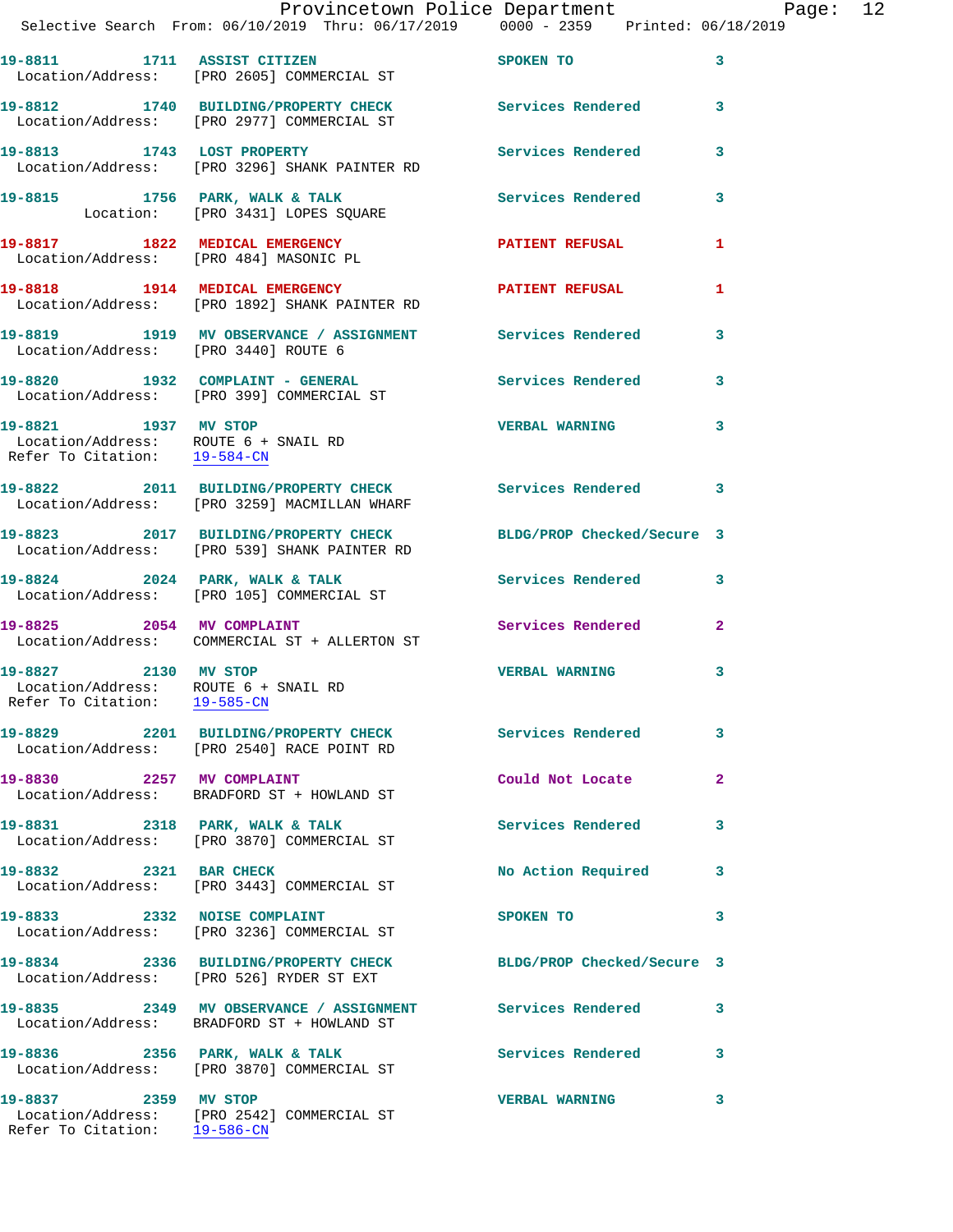19-8811 1711 ASSIST CITIZEN SPOKEN TO 3
Location/Address: [PRO 2605] COMMERCIAL ST

19-8812 1740 BUILDING/PROPERTY CHECK Services Rendered 3
Location/Address: [PRO 2977] COMMERCIAL ST

19-8813 1743 LOST PROPERTY Services Rendered 3
Location/Address: [PRO 3296] SHANK PAINTER RD

19-8815 1756 PARK, WALK & TALK Services Rendered 3
Location: [PRO 3431] LOPES SQUARE

19-8817 1822 MEDICAL EMERGENCY PATIENT REFUSAL 1
Location/Address: [PRO 484] MASONIC PL

19-8818 1914 MEDICAL EMERGENCY PATIENT REFUSAL 1
Location/Address: [PRO 1892] SHANK PAINTER RD

19-8819 1919 MV OBSERVANCE / ASSIGNMENT Services Rendered 3
Location/Address: [PRO 3440] ROUTE 6

19-8820 1932 COMPLAINT - GENERAL Services Rendered 3
Location/Address: [PRO 399] COMMERCIAL ST

19-8821 1937 MV STOP VERBAL WARNING 3
Location/Address: ROUTE 6 + SNAIL RD
Refer To Citation: 19-584-CN

19-8822 2011 BUILDING/PROPERTY CHECK Services Rendered 3
Location/Address: [PRO 3259] MACMILLAN WHARF

19-8823 2017 BUILDING/PROPERTY CHECK BLDG/PROP Checked/Secure 3
Location/Address: [PRO 539] SHANK PAINTER RD

19-8824 2024 PARK, WALK & TALK Services Rendered 3
Location/Address: [PRO 105] COMMERCIAL ST

19-8825 2054 MV COMPLAINT Services Rendered 2
Location/Address: COMMERCIAL ST + ALLERTON ST

19-8827 2130 MV STOP VERBAL WARNING 3
Location/Address: ROUTE 6 + SNAIL RD
Refer To Citation: 19-585-CN

19-8829 2201 BUILDING/PROPERTY CHECK Services Rendered 3
Location/Address: [PRO 2540] RACE POINT RD

19-8830 2257 MV COMPLAINT Could Not Locate 2
Location/Address: BRADFORD ST + HOWLAND ST

19-8831 2318 PARK, WALK & TALK Services Rendered 3
Location/Address: [PRO 3870] COMMERCIAL ST

19-8832 2321 BAR CHECK No Action Required 3
Location/Address: [PRO 3443] COMMERCIAL ST

19-8833 2332 NOISE COMPLAINT SPOKEN TO 3
Location/Address: [PRO 3236] COMMERCIAL ST

19-8834 2336 BUILDING/PROPERTY CHECK BLDG/PROP Checked/Secure 3
Location/Address: [PRO 526] RYDER ST EXT

19-8835 2349 MV OBSERVANCE / ASSIGNMENT Services Rendered 3
Location/Address: BRADFORD ST + HOWLAND ST

19-8836 2356 PARK, WALK & TALK Services Rendered 3
Location/Address: [PRO 3870] COMMERCIAL ST

19-8837 2359 MV STOP VERBAL WARNING 3
Location/Address: [PRO 2542] COMMERCIAL ST
Refer To Citation: 19-586-CN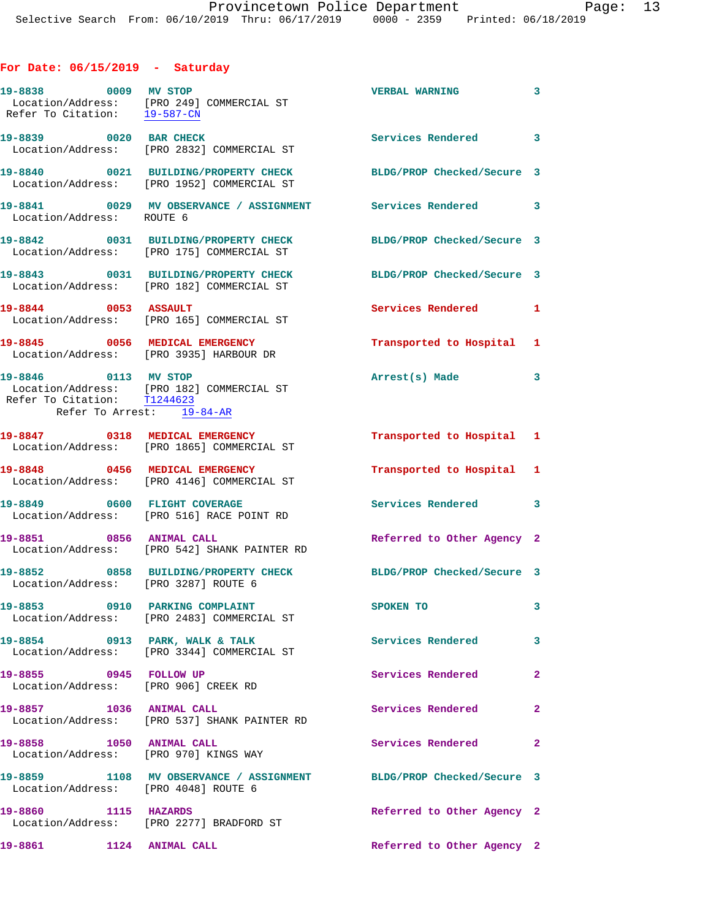## For Date: 06/15/2019 - Saturday

**19-8838** 0009 **MV STOP** — VERBAL WARNING 3
Location/Address: [PRO 249] COMMERCIAL ST
Refer To Citation: 19-587-CN

**19-8839** 0020 **BAR CHECK** — Services Rendered 3
Location/Address: [PRO 2832] COMMERCIAL ST

**19-8840** 0021 **BUILDING/PROPERTY CHECK** — BLDG/PROP Checked/Secure 3
Location/Address: [PRO 1952] COMMERCIAL ST

**19-8841** 0029 **MV OBSERVANCE / ASSIGNMENT** — Services Rendered 3
Location/Address: ROUTE 6

**19-8842** 0031 **BUILDING/PROPERTY CHECK** — BLDG/PROP Checked/Secure 3
Location/Address: [PRO 175] COMMERCIAL ST

**19-8843** 0031 **BUILDING/PROPERTY CHECK** — BLDG/PROP Checked/Secure 3
Location/Address: [PRO 182] COMMERCIAL ST

**19-8844** 0053 **ASSAULT** — Services Rendered 1
Location/Address: [PRO 165] COMMERCIAL ST

**19-8845** 0056 **MEDICAL EMERGENCY** — Transported to Hospital 1
Location/Address: [PRO 3935] HARBOUR DR

**19-8846** 0113 **MV STOP** — Arrest(s) Made 3
Location/Address: [PRO 182] COMMERCIAL ST
Refer To Citation: T1244623
Refer To Arrest: 19-84-AR

**19-8847** 0318 **MEDICAL EMERGENCY** — Transported to Hospital 1
Location/Address: [PRO 1865] COMMERCIAL ST

**19-8848** 0456 **MEDICAL EMERGENCY** — Transported to Hospital 1
Location/Address: [PRO 4146] COMMERCIAL ST

**19-8849** 0600 **FLIGHT COVERAGE** — Services Rendered 3
Location/Address: [PRO 516] RACE POINT RD

**19-8851** 0856 **ANIMAL CALL** — Referred to Other Agency 2
Location/Address: [PRO 542] SHANK PAINTER RD

**19-8852** 0858 **BUILDING/PROPERTY CHECK** — BLDG/PROP Checked/Secure 3
Location/Address: [PRO 3287] ROUTE 6

**19-8853** 0910 **PARKING COMPLAINT** — SPOKEN TO 3
Location/Address: [PRO 2483] COMMERCIAL ST

**19-8854** 0913 **PARK, WALK & TALK** — Services Rendered 3
Location/Address: [PRO 3344] COMMERCIAL ST

**19-8855** 0945 **FOLLOW UP** — Services Rendered 2
Location/Address: [PRO 906] CREEK RD

**19-8857** 1036 **ANIMAL CALL** — Services Rendered 2
Location/Address: [PRO 537] SHANK PAINTER RD

**19-8858** 1050 **ANIMAL CALL** — Services Rendered 2
Location/Address: [PRO 970] KINGS WAY

**19-8859** 1108 **MV OBSERVANCE / ASSIGNMENT** — BLDG/PROP Checked/Secure 3
Location/Address: [PRO 4048] ROUTE 6

**19-8860** 1115 **HAZARDS** — Referred to Other Agency 2
Location/Address: [PRO 2277] BRADFORD ST

**19-8861** 1124 **ANIMAL CALL** — Referred to Other Agency 2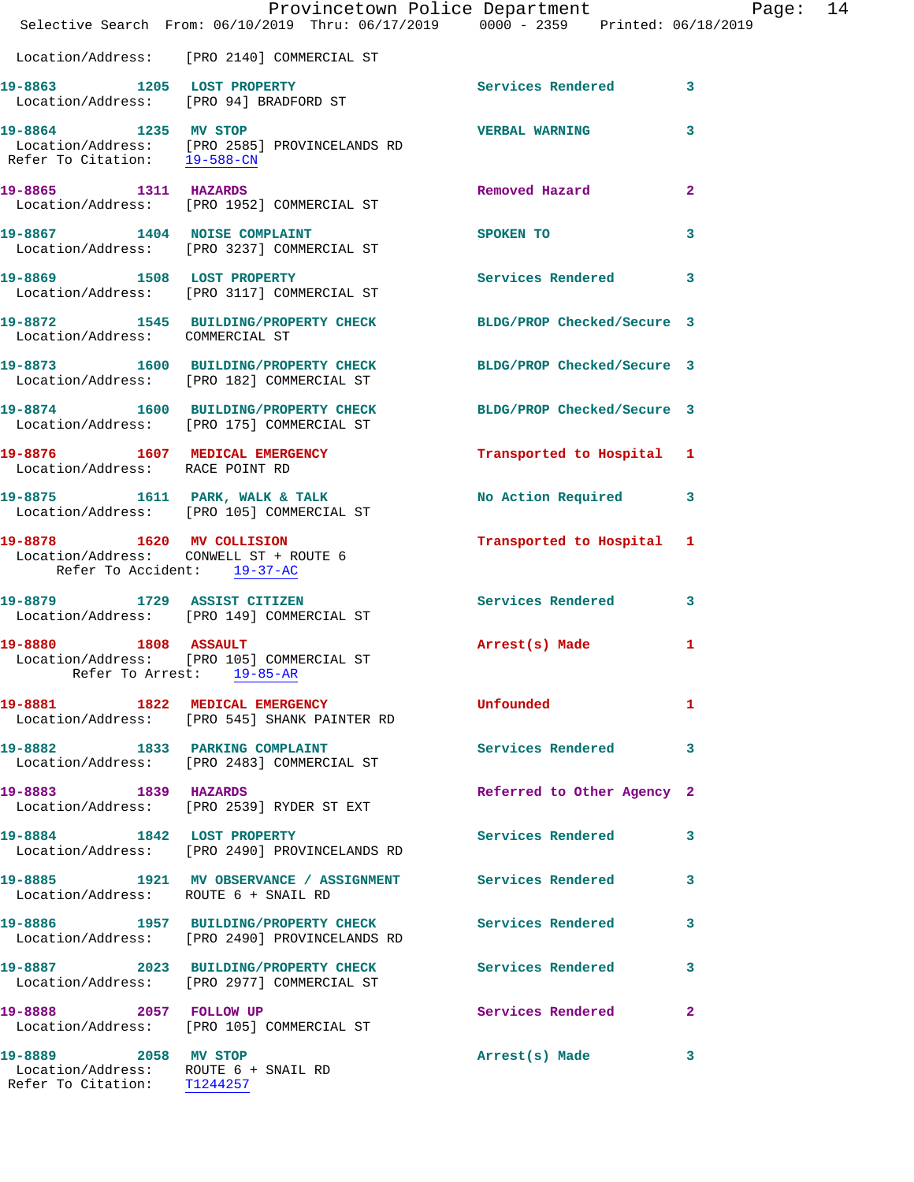Location/Address: [PRO 2140] COMMERCIAL ST

19-8863 1205 LOST PROPERTY Services Rendered 3
Location/Address: [PRO 94] BRADFORD ST

19-8864 1235 MV STOP VERBAL WARNING 3
Location/Address: [PRO 2585] PROVINCELANDS RD
Refer To Citation: 19-588-CN

19-8865 1311 HAZARDS Removed Hazard 2
Location/Address: [PRO 1952] COMMERCIAL ST

19-8867 1404 NOISE COMPLAINT SPOKEN TO 3
Location/Address: [PRO 3237] COMMERCIAL ST

19-8869 1508 LOST PROPERTY Services Rendered 3
Location/Address: [PRO 3117] COMMERCIAL ST

19-8872 1545 BUILDING/PROPERTY CHECK BLDG/PROP Checked/Secure 3
Location/Address: COMMERCIAL ST

19-8873 1600 BUILDING/PROPERTY CHECK BLDG/PROP Checked/Secure 3
Location/Address: [PRO 182] COMMERCIAL ST

19-8874 1600 BUILDING/PROPERTY CHECK BLDG/PROP Checked/Secure 3
Location/Address: [PRO 175] COMMERCIAL ST

19-8876 1607 MEDICAL EMERGENCY Transported to Hospital 1
Location/Address: RACE POINT RD

19-8875 1611 PARK, WALK & TALK No Action Required 3
Location/Address: [PRO 105] COMMERCIAL ST

19-8878 1620 MV COLLISION Transported to Hospital 1
Location/Address: CONWELL ST + ROUTE 6
Refer To Accident: 19-37-AC

19-8879 1729 ASSIST CITIZEN Services Rendered 3
Location/Address: [PRO 149] COMMERCIAL ST

19-8880 1808 ASSAULT Arrest(s) Made 1
Location/Address: [PRO 105] COMMERCIAL ST
Refer To Arrest: 19-85-AR

19-8881 1822 MEDICAL EMERGENCY Unfounded 1
Location/Address: [PRO 545] SHANK PAINTER RD

19-8882 1833 PARKING COMPLAINT Services Rendered 3
Location/Address: [PRO 2483] COMMERCIAL ST

19-8883 1839 HAZARDS Referred to Other Agency 2
Location/Address: [PRO 2539] RYDER ST EXT

19-8884 1842 LOST PROPERTY Services Rendered 3
Location/Address: [PRO 2490] PROVINCELANDS RD

19-8885 1921 MV OBSERVANCE / ASSIGNMENT Services Rendered 3
Location/Address: ROUTE 6 + SNAIL RD

19-8886 1957 BUILDING/PROPERTY CHECK Services Rendered 3
Location/Address: [PRO 2490] PROVINCELANDS RD

19-8887 2023 BUILDING/PROPERTY CHECK Services Rendered 3
Location/Address: [PRO 2977] COMMERCIAL ST

19-8888 2057 FOLLOW UP Services Rendered 2
Location/Address: [PRO 105] COMMERCIAL ST

19-8889 2058 MV STOP Arrest(s) Made 3
Location/Address: ROUTE 6 + SNAIL RD
Refer To Citation: T1244257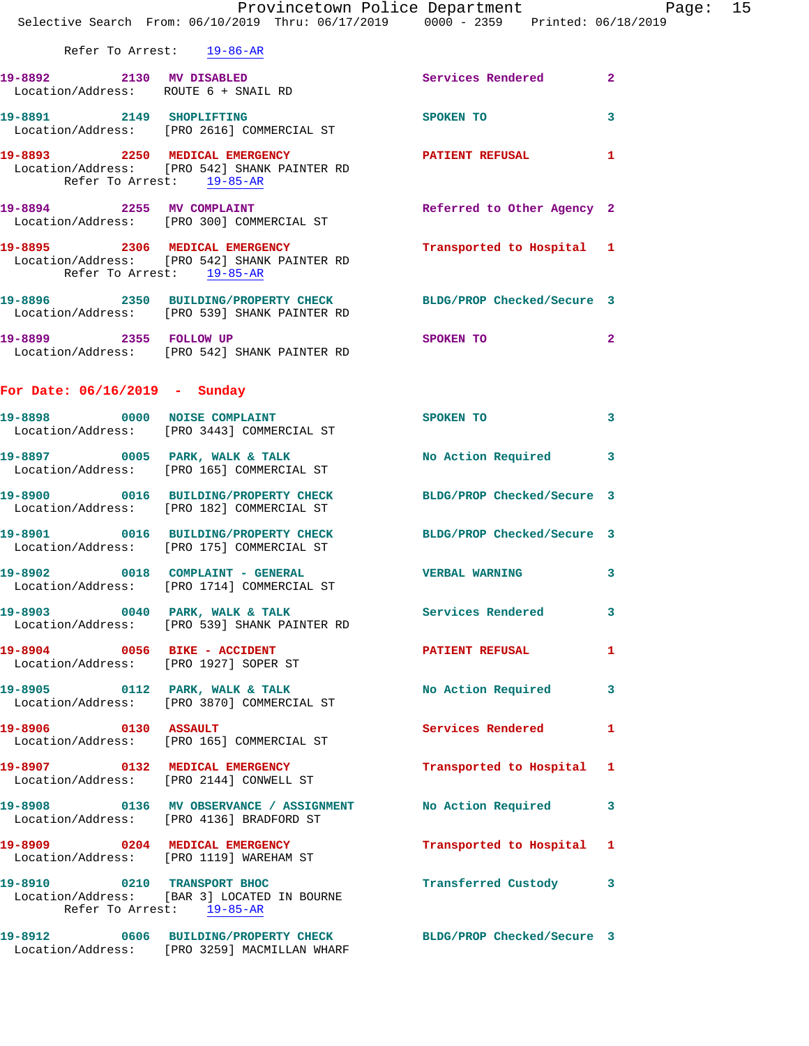Refer To Arrest: 19-86-AR

19-8892 2130 MV DISABLED Services Rendered 2
Location/Address: ROUTE 6 + SNAIL RD

19-8891 2149 SHOPLIFTING SPOKEN TO 3
Location/Address: [PRO 2616] COMMERCIAL ST

19-8893 2250 MEDICAL EMERGENCY PATIENT REFUSAL 1
Location/Address: [PRO 542] SHANK PAINTER RD
Refer To Arrest: 19-85-AR

19-8894 2255 MV COMPLAINT Referred to Other Agency 2
Location/Address: [PRO 300] COMMERCIAL ST

19-8895 2306 MEDICAL EMERGENCY Transported to Hospital 1
Location/Address: [PRO 542] SHANK PAINTER RD
Refer To Arrest: 19-85-AR

19-8896 2350 BUILDING/PROPERTY CHECK BLDG/PROP Checked/Secure 3
Location/Address: [PRO 539] SHANK PAINTER RD

19-8899 2355 FOLLOW UP SPOKEN TO 2
Location/Address: [PRO 542] SHANK PAINTER RD

## For Date: 06/16/2019 - Sunday

19-8898 0000 NOISE COMPLAINT SPOKEN TO 3
Location/Address: [PRO 3443] COMMERCIAL ST

19-8897 0005 PARK, WALK & TALK No Action Required 3
Location/Address: [PRO 165] COMMERCIAL ST

19-8900 0016 BUILDING/PROPERTY CHECK BLDG/PROP Checked/Secure 3
Location/Address: [PRO 182] COMMERCIAL ST

19-8901 0016 BUILDING/PROPERTY CHECK BLDG/PROP Checked/Secure 3
Location/Address: [PRO 175] COMMERCIAL ST

19-8902 0018 COMPLAINT - GENERAL VERBAL WARNING 3
Location/Address: [PRO 1714] COMMERCIAL ST

19-8903 0040 PARK, WALK & TALK Services Rendered 3
Location/Address: [PRO 539] SHANK PAINTER RD

19-8904 0056 BIKE - ACCIDENT PATIENT REFUSAL 1
Location/Address: [PRO 1927] SOPER ST

19-8905 0112 PARK, WALK & TALK No Action Required 3
Location/Address: [PRO 3870] COMMERCIAL ST

19-8906 0130 ASSAULT Services Rendered 1
Location/Address: [PRO 165] COMMERCIAL ST

19-8907 0132 MEDICAL EMERGENCY Transported to Hospital 1
Location/Address: [PRO 2144] CONWELL ST

19-8908 0136 MV OBSERVANCE / ASSIGNMENT No Action Required 3
Location/Address: [PRO 4136] BRADFORD ST

19-8909 0204 MEDICAL EMERGENCY Transported to Hospital 1
Location/Address: [PRO 1119] WAREHAM ST

19-8910 0210 TRANSPORT BHOC Transferred Custody 3
Location/Address: [BAR 3] LOCATED IN BOURNE
Refer To Arrest: 19-85-AR

19-8912 0606 BUILDING/PROPERTY CHECK BLDG/PROP Checked/Secure 3
Location/Address: [PRO 3259] MACMILLAN WHARF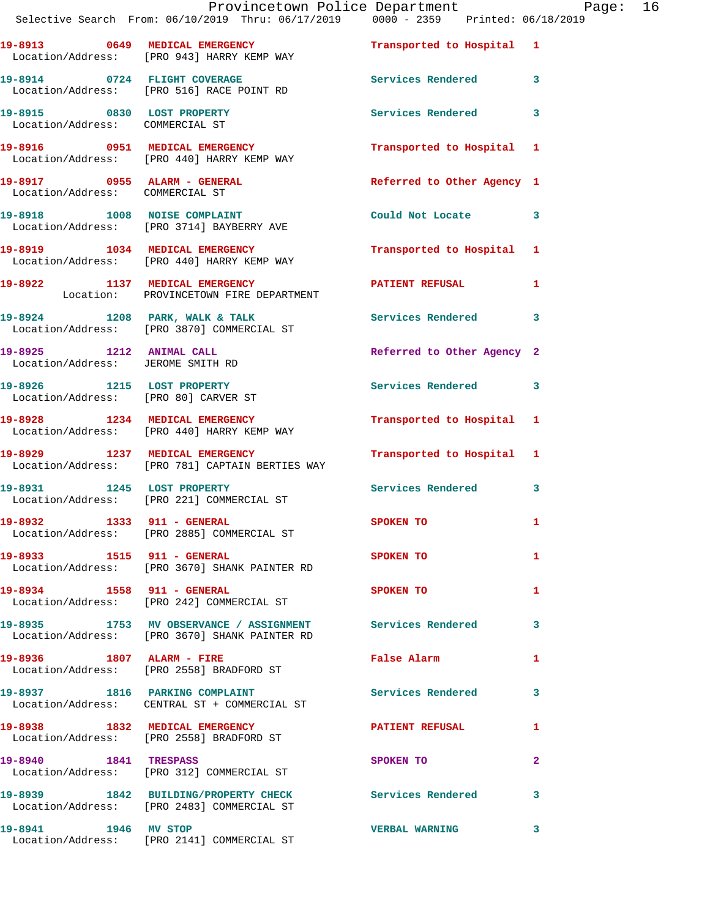| Call # | Time | Call Type | Disposition | Priority |
|---|---|---|---|---|
| 19-8913 | 0649 | MEDICAL EMERGENCY | Transported to Hospital | 1 |
| Location/Address: [PRO 943] HARRY KEMP WAY | | | | |
| 19-8914 | 0724 | FLIGHT COVERAGE | Services Rendered | 3 |
| Location/Address: [PRO 516] RACE POINT RD | | | | |
| 19-8915 | 0830 | LOST PROPERTY | Services Rendered | 3 |
| Location/Address: COMMERCIAL ST | | | | |
| 19-8916 | 0951 | MEDICAL EMERGENCY | Transported to Hospital | 1 |
| Location/Address: [PRO 440] HARRY KEMP WAY | | | | |
| 19-8917 | 0955 | ALARM - GENERAL | Referred to Other Agency | 1 |
| Location/Address: COMMERCIAL ST | | | | |
| 19-8918 | 1008 | NOISE COMPLAINT | Could Not Locate | 3 |
| Location/Address: [PRO 3714] BAYBERRY AVE | | | | |
| 19-8919 | 1034 | MEDICAL EMERGENCY | Transported to Hospital | 1 |
| Location/Address: [PRO 440] HARRY KEMP WAY | | | | |
| 19-8922 | 1137 | MEDICAL EMERGENCY | PATIENT REFUSAL | 1 |
| Location: PROVINCETOWN FIRE DEPARTMENT | | | | |
| 19-8924 | 1208 | PARK, WALK & TALK | Services Rendered | 3 |
| Location/Address: [PRO 3870] COMMERCIAL ST | | | | |
| 19-8925 | 1212 | ANIMAL CALL | Referred to Other Agency | 2 |
| Location/Address: JEROME SMITH RD | | | | |
| 19-8926 | 1215 | LOST PROPERTY | Services Rendered | 3 |
| Location/Address: [PRO 80] CARVER ST | | | | |
| 19-8928 | 1234 | MEDICAL EMERGENCY | Transported to Hospital | 1 |
| Location/Address: [PRO 440] HARRY KEMP WAY | | | | |
| 19-8929 | 1237 | MEDICAL EMERGENCY | Transported to Hospital | 1 |
| Location/Address: [PRO 781] CAPTAIN BERTIES WAY | | | | |
| 19-8931 | 1245 | LOST PROPERTY | Services Rendered | 3 |
| Location/Address: [PRO 221] COMMERCIAL ST | | | | |
| 19-8932 | 1333 | 911 - GENERAL | SPOKEN TO | 1 |
| Location/Address: [PRO 2885] COMMERCIAL ST | | | | |
| 19-8933 | 1515 | 911 - GENERAL | SPOKEN TO | 1 |
| Location/Address: [PRO 3670] SHANK PAINTER RD | | | | |
| 19-8934 | 1558 | 911 - GENERAL | SPOKEN TO | 1 |
| Location/Address: [PRO 242] COMMERCIAL ST | | | | |
| 19-8935 | 1753 | MV OBSERVANCE / ASSIGNMENT | Services Rendered | 3 |
| Location/Address: [PRO 3670] SHANK PAINTER RD | | | | |
| 19-8936 | 1807 | ALARM - FIRE | False Alarm | 1 |
| Location/Address: [PRO 2558] BRADFORD ST | | | | |
| 19-8937 | 1816 | PARKING COMPLAINT | Services Rendered | 3 |
| Location/Address: CENTRAL ST + COMMERCIAL ST | | | | |
| 19-8938 | 1832 | MEDICAL EMERGENCY | PATIENT REFUSAL | 1 |
| Location/Address: [PRO 2558] BRADFORD ST | | | | |
| 19-8940 | 1841 | TRESPASS | SPOKEN TO | 2 |
| Location/Address: [PRO 312] COMMERCIAL ST | | | | |
| 19-8939 | 1842 | BUILDING/PROPERTY CHECK | Services Rendered | 3 |
| Location/Address: [PRO 2483] COMMERCIAL ST | | | | |
| 19-8941 | 1946 | MV STOP | VERBAL WARNING | 3 |
| Location/Address: [PRO 2141] COMMERCIAL ST | | | | |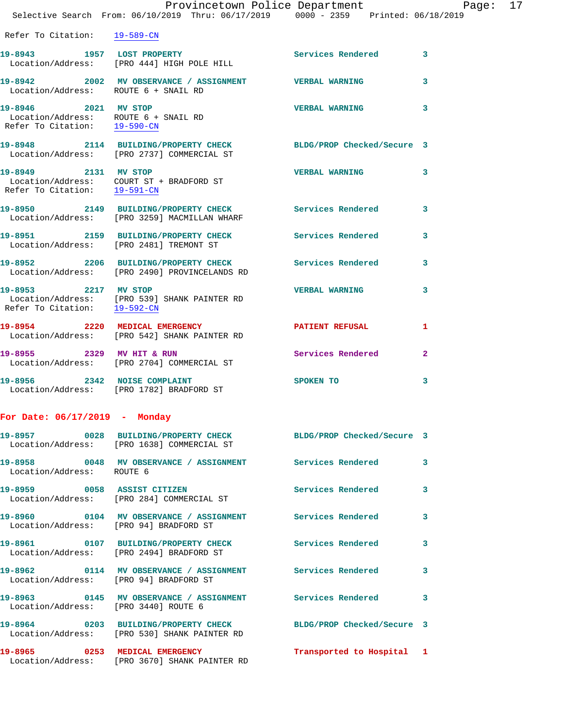Refer To Citation: 19-589-CN

19-8943 1957 LOST PROPERTY Services Rendered 3
Location/Address: [PRO 444] HIGH POLE HILL

19-8942 2002 MV OBSERVANCE / ASSIGNMENT VERBAL WARNING 3
Location/Address: ROUTE 6 + SNAIL RD

19-8946 2021 MV STOP VERBAL WARNING 3
Location/Address: ROUTE 6 + SNAIL RD
Refer To Citation: 19-590-CN

19-8948 2114 BUILDING/PROPERTY CHECK BLDG/PROP Checked/Secure 3
Location/Address: [PRO 2737] COMMERCIAL ST

19-8949 2131 MV STOP VERBAL WARNING 3
Location/Address: COURT ST + BRADFORD ST
Refer To Citation: 19-591-CN

19-8950 2149 BUILDING/PROPERTY CHECK Services Rendered 3
Location/Address: [PRO 3259] MACMILLAN WHARF

19-8951 2159 BUILDING/PROPERTY CHECK Services Rendered 3
Location/Address: [PRO 2481] TREMONT ST

19-8952 2206 BUILDING/PROPERTY CHECK Services Rendered 3
Location/Address: [PRO 2490] PROVINCELANDS RD

19-8953 2217 MV STOP VERBAL WARNING 3
Location/Address: [PRO 539] SHANK PAINTER RD
Refer To Citation: 19-592-CN

19-8954 2220 MEDICAL EMERGENCY PATIENT REFUSAL 1
Location/Address: [PRO 542] SHANK PAINTER RD

19-8955 2329 MV HIT & RUN Services Rendered 2
Location/Address: [PRO 2704] COMMERCIAL ST

19-8956 2342 NOISE COMPLAINT SPOKEN TO 3
Location/Address: [PRO 1782] BRADFORD ST

**For Date: 06/17/2019 - Monday**

19-8957 0028 BUILDING/PROPERTY CHECK BLDG/PROP Checked/Secure 3
Location/Address: [PRO 1638] COMMERCIAL ST

19-8958 0048 MV OBSERVANCE / ASSIGNMENT Services Rendered 3
Location/Address: ROUTE 6

19-8959 0058 ASSIST CITIZEN Services Rendered 3
Location/Address: [PRO 284] COMMERCIAL ST

19-8960 0104 MV OBSERVANCE / ASSIGNMENT Services Rendered 3
Location/Address: [PRO 94] BRADFORD ST

19-8961 0107 BUILDING/PROPERTY CHECK Services Rendered 3
Location/Address: [PRO 2494] BRADFORD ST

19-8962 0114 MV OBSERVANCE / ASSIGNMENT Services Rendered 3
Location/Address: [PRO 94] BRADFORD ST

19-8963 0145 MV OBSERVANCE / ASSIGNMENT Services Rendered 3
Location/Address: [PRO 3440] ROUTE 6

19-8964 0203 BUILDING/PROPERTY CHECK BLDG/PROP Checked/Secure 3
Location/Address: [PRO 530] SHANK PAINTER RD

19-8965 0253 MEDICAL EMERGENCY Transported to Hospital 1
Location/Address: [PRO 3670] SHANK PAINTER RD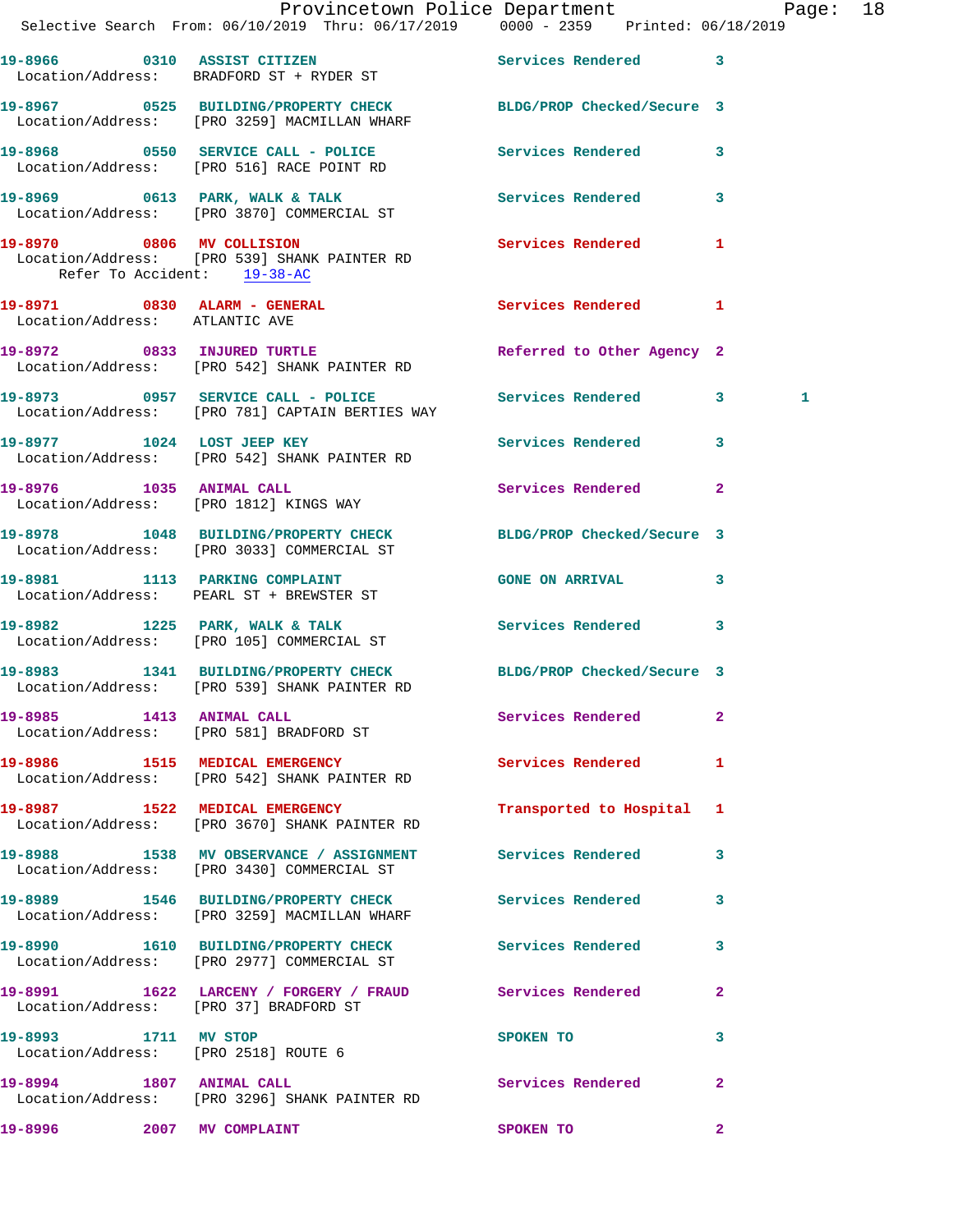19-8966 0310 ASSIST CITIZEN Services Rendered 3
Location/Address: BRADFORD ST + RYDER ST

19-8967 0525 BUILDING/PROPERTY CHECK BLDG/PROP Checked/Secure 3
Location/Address: [PRO 3259] MACMILLAN WHARF

19-8968 0550 SERVICE CALL - POLICE Services Rendered 3
Location/Address: [PRO 516] RACE POINT RD

19-8969 0613 PARK, WALK & TALK Services Rendered 3
Location/Address: [PRO 3870] COMMERCIAL ST

19-8970 0806 MV COLLISION Services Rendered 1
Location/Address: [PRO 539] SHANK PAINTER RD
Refer To Accident: 19-38-AC

19-8971 0830 ALARM - GENERAL Services Rendered 1
Location/Address: ATLANTIC AVE

19-8972 0833 INJURED TURTLE Referred to Other Agency 2
Location/Address: [PRO 542] SHANK PAINTER RD

19-8973 0957 SERVICE CALL - POLICE Services Rendered 3 1
Location/Address: [PRO 781] CAPTAIN BERTIES WAY

19-8977 1024 LOST JEEP KEY Services Rendered 3
Location/Address: [PRO 542] SHANK PAINTER RD

19-8976 1035 ANIMAL CALL Services Rendered 2
Location/Address: [PRO 1812] KINGS WAY

19-8978 1048 BUILDING/PROPERTY CHECK BLDG/PROP Checked/Secure 3
Location/Address: [PRO 3033] COMMERCIAL ST

19-8981 1113 PARKING COMPLAINT GONE ON ARRIVAL 3
Location/Address: PEARL ST + BREWSTER ST

19-8982 1225 PARK, WALK & TALK Services Rendered 3
Location/Address: [PRO 105] COMMERCIAL ST

19-8983 1341 BUILDING/PROPERTY CHECK BLDG/PROP Checked/Secure 3
Location/Address: [PRO 539] SHANK PAINTER RD

19-8985 1413 ANIMAL CALL Services Rendered 2
Location/Address: [PRO 581] BRADFORD ST

19-8986 1515 MEDICAL EMERGENCY Services Rendered 1
Location/Address: [PRO 542] SHANK PAINTER RD

19-8987 1522 MEDICAL EMERGENCY Transported to Hospital 1
Location/Address: [PRO 3670] SHANK PAINTER RD

19-8988 1538 MV OBSERVANCE / ASSIGNMENT Services Rendered 3
Location/Address: [PRO 3430] COMMERCIAL ST

19-8989 1546 BUILDING/PROPERTY CHECK Services Rendered 3
Location/Address: [PRO 3259] MACMILLAN WHARF

19-8990 1610 BUILDING/PROPERTY CHECK Services Rendered 3
Location/Address: [PRO 2977] COMMERCIAL ST

19-8991 1622 LARCENY / FORGERY / FRAUD Services Rendered 2
Location/Address: [PRO 37] BRADFORD ST

19-8993 1711 MV STOP SPOKEN TO 3
Location/Address: [PRO 2518] ROUTE 6

19-8994 1807 ANIMAL CALL Services Rendered 2
Location/Address: [PRO 3296] SHANK PAINTER RD

19-8996 2007 MV COMPLAINT SPOKEN TO 2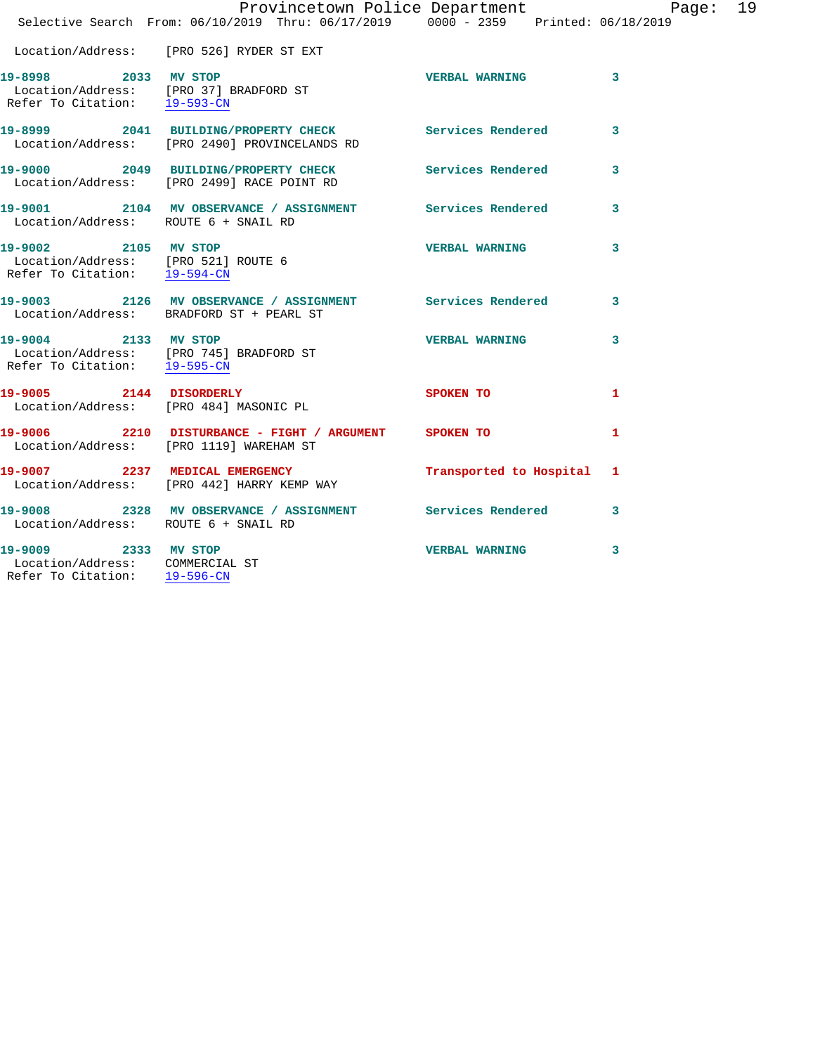Location/Address: [PRO 526] RYDER ST EXT

**19-8998 2033 MV STOP** VERBAL WARNING 3
Location/Address: [PRO 37] BRADFORD ST
Refer To Citation: 19-593-CN

**19-8999 2041 BUILDING/PROPERTY CHECK** Services Rendered 3
Location/Address: [PRO 2490] PROVINCELANDS RD

**19-9000 2049 BUILDING/PROPERTY CHECK** Services Rendered 3
Location/Address: [PRO 2499] RACE POINT RD

**19-9001 2104 MV OBSERVANCE / ASSIGNMENT** Services Rendered 3
Location/Address: ROUTE 6 + SNAIL RD

**19-9002 2105 MV STOP** VERBAL WARNING 3
Location/Address: [PRO 521] ROUTE 6
Refer To Citation: 19-594-CN

**19-9003 2126 MV OBSERVANCE / ASSIGNMENT** Services Rendered 3
Location/Address: BRADFORD ST + PEARL ST

**19-9004 2133 MV STOP** VERBAL WARNING 3
Location/Address: [PRO 745] BRADFORD ST
Refer To Citation: 19-595-CN

**19-9005 2144 DISORDERLY** SPOKEN TO 1
Location/Address: [PRO 484] MASONIC PL

**19-9006 2210 DISTURBANCE - FIGHT / ARGUMENT** SPOKEN TO 1
Location/Address: [PRO 1119] WAREHAM ST

**19-9007 2237 MEDICAL EMERGENCY** Transported to Hospital 1
Location/Address: [PRO 442] HARRY KEMP WAY

**19-9008 2328 MV OBSERVANCE / ASSIGNMENT** Services Rendered 3
Location/Address: ROUTE 6 + SNAIL RD

**19-9009 2333 MV STOP** VERBAL WARNING 3
Location/Address: COMMERCIAL ST
Refer To Citation: 19-596-CN